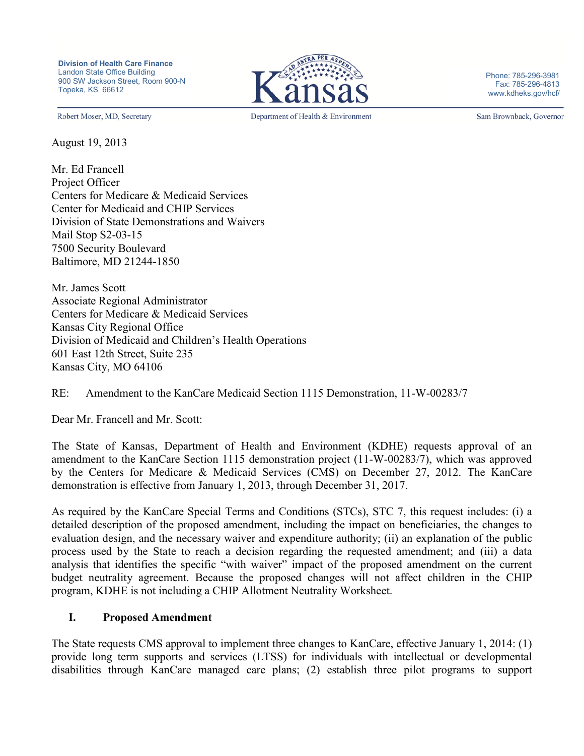**Division of Health Care Finance**
Landon State Office Building
900 SW Jackson Street, Room 900-N
Topeka, KS 66612

Kansas

Phone: 785-296-3981
Fax: 785-296-4813
www.kdheks.gov/hcf/

Robert Moser, MD, Secretary | Department of Health & Environment | Sam Brownback, Governor

August 19, 2013

Mr. Ed Francell
Project Officer
Centers for Medicare & Medicaid Services
Center for Medicaid and CHIP Services
Division of State Demonstrations and Waivers
Mail Stop S2-03-15
7500 Security Boulevard
Baltimore, MD 21244-1850

Mr. James Scott
Associate Regional Administrator
Centers for Medicare & Medicaid Services
Kansas City Regional Office
Division of Medicaid and Children's Health Operations
601 East 12th Street, Suite 235
Kansas City, MO 64106

RE: Amendment to the KanCare Medicaid Section 1115 Demonstration, 11-W-00283/7

Dear Mr. Francell and Mr. Scott:

The State of Kansas, Department of Health and Environment (KDHE) requests approval of an amendment to the KanCare Section 1115 demonstration project (11-W-00283/7), which was approved by the Centers for Medicare & Medicaid Services (CMS) on December 27, 2012. The KanCare demonstration is effective from January 1, 2013, through December 31, 2017.

As required by the KanCare Special Terms and Conditions (STCs), STC 7, this request includes: (i) a detailed description of the proposed amendment, including the impact on beneficiaries, the changes to evaluation design, and the necessary waiver and expenditure authority; (ii) an explanation of the public process used by the State to reach a decision regarding the requested amendment; and (iii) a data analysis that identifies the specific "with waiver" impact of the proposed amendment on the current budget neutrality agreement. Because the proposed changes will not affect children in the CHIP program, KDHE is not including a CHIP Allotment Neutrality Worksheet.

## I. Proposed Amendment

The State requests CMS approval to implement three changes to KanCare, effective January 1, 2014: (1) provide long term supports and services (LTSS) for individuals with intellectual or developmental disabilities through KanCare managed care plans; (2) establish three pilot programs to support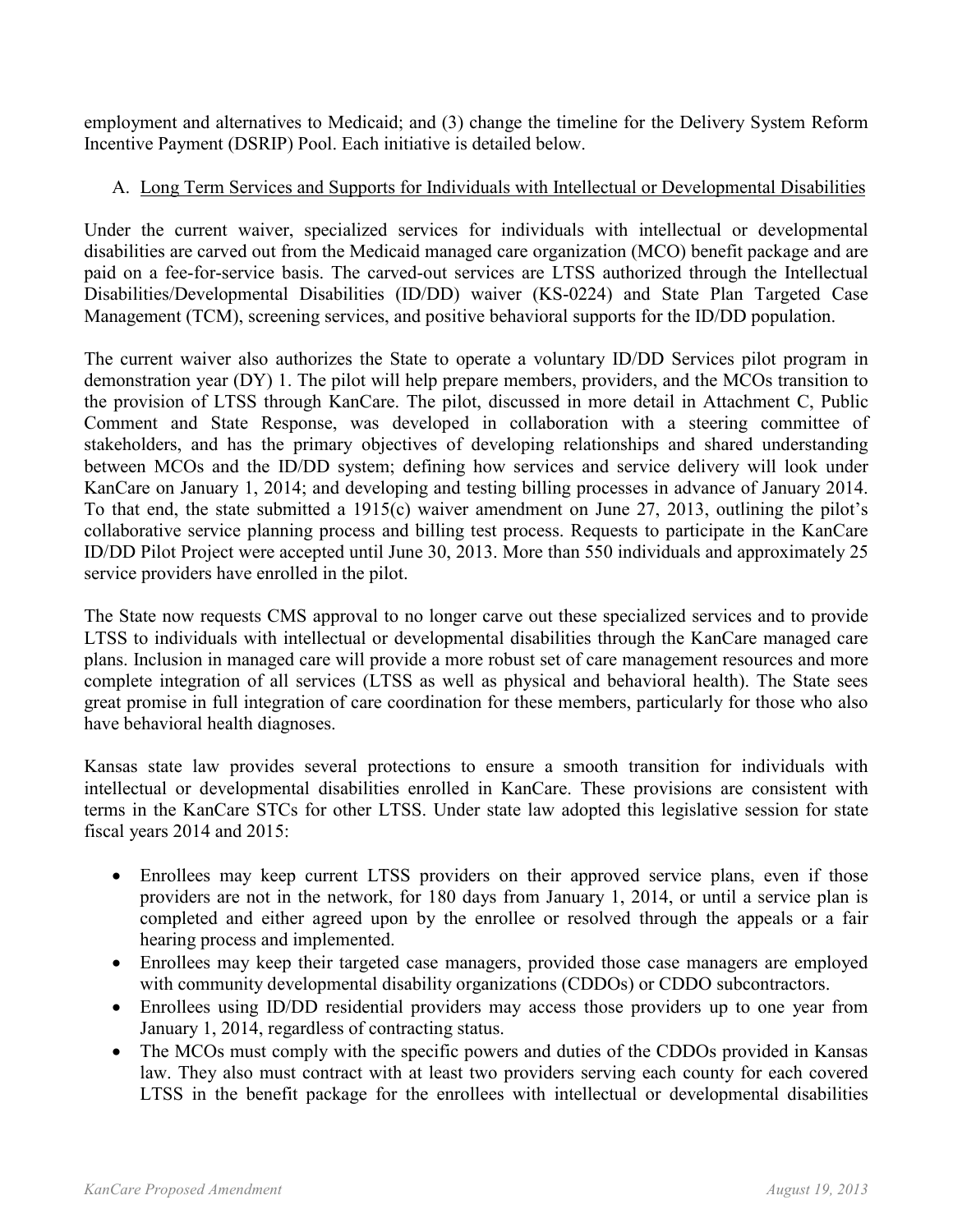employment and alternatives to Medicaid; and (3) change the timeline for the Delivery System Reform Incentive Payment (DSRIP) Pool. Each initiative is detailed below.

## A. Long Term Services and Supports for Individuals with Intellectual or Developmental Disabilities

Under the current waiver, specialized services for individuals with intellectual or developmental disabilities are carved out from the Medicaid managed care organization (MCO) benefit package and are paid on a fee-for-service basis. The carved-out services are LTSS authorized through the Intellectual Disabilities/Developmental Disabilities (ID/DD) waiver (KS-0224) and State Plan Targeted Case Management (TCM), screening services, and positive behavioral supports for the ID/DD population.

The current waiver also authorizes the State to operate a voluntary ID/DD Services pilot program in demonstration year (DY) 1. The pilot will help prepare members, providers, and the MCOs transition to the provision of LTSS through KanCare. The pilot, discussed in more detail in Attachment C, Public Comment and State Response, was developed in collaboration with a steering committee of stakeholders, and has the primary objectives of developing relationships and shared understanding between MCOs and the ID/DD system; defining how services and service delivery will look under KanCare on January 1, 2014; and developing and testing billing processes in advance of January 2014. To that end, the state submitted a 1915(c) waiver amendment on June 27, 2013, outlining the pilot's collaborative service planning process and billing test process. Requests to participate in the KanCare ID/DD Pilot Project were accepted until June 30, 2013. More than 550 individuals and approximately 25 service providers have enrolled in the pilot.

The State now requests CMS approval to no longer carve out these specialized services and to provide LTSS to individuals with intellectual or developmental disabilities through the KanCare managed care plans. Inclusion in managed care will provide a more robust set of care management resources and more complete integration of all services (LTSS as well as physical and behavioral health). The State sees great promise in full integration of care coordination for these members, particularly for those who also have behavioral health diagnoses.

Kansas state law provides several protections to ensure a smooth transition for individuals with intellectual or developmental disabilities enrolled in KanCare. These provisions are consistent with terms in the KanCare STCs for other LTSS. Under state law adopted this legislative session for state fiscal years 2014 and 2015:

- Enrollees may keep current LTSS providers on their approved service plans, even if those providers are not in the network, for 180 days from January 1, 2014, or until a service plan is completed and either agreed upon by the enrollee or resolved through the appeals or a fair hearing process and implemented.
- Enrollees may keep their targeted case managers, provided those case managers are employed with community developmental disability organizations (CDDOs) or CDDO subcontractors.
- Enrollees using ID/DD residential providers may access those providers up to one year from January 1, 2014, regardless of contracting status.
- The MCOs must comply with the specific powers and duties of the CDDOs provided in Kansas law. They also must contract with at least two providers serving each county for each covered LTSS in the benefit package for the enrollees with intellectual or developmental disabilities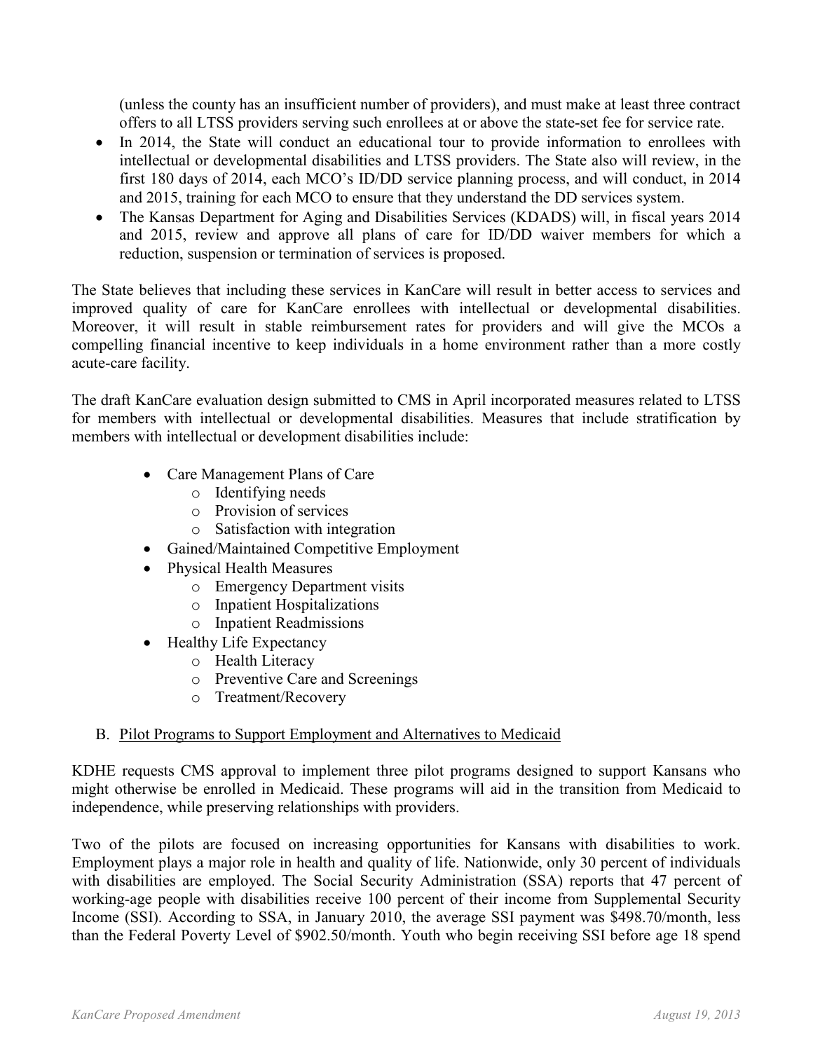(unless the county has an insufficient number of providers), and must make at least three contract offers to all LTSS providers serving such enrollees at or above the state-set fee for service rate.

- In 2014, the State will conduct an educational tour to provide information to enrollees with intellectual or developmental disabilities and LTSS providers. The State also will review, in the first 180 days of 2014, each MCO's ID/DD service planning process, and will conduct, in 2014 and 2015, training for each MCO to ensure that they understand the DD services system.
- The Kansas Department for Aging and Disabilities Services (KDADS) will, in fiscal years 2014 and 2015, review and approve all plans of care for ID/DD waiver members for which a reduction, suspension or termination of services is proposed.

The State believes that including these services in KanCare will result in better access to services and improved quality of care for KanCare enrollees with intellectual or developmental disabilities. Moreover, it will result in stable reimbursement rates for providers and will give the MCOs a compelling financial incentive to keep individuals in a home environment rather than a more costly acute-care facility.

The draft KanCare evaluation design submitted to CMS in April incorporated measures related to LTSS for members with intellectual or developmental disabilities. Measures that include stratification by members with intellectual or development disabilities include:

- Care Management Plans of Care
  - Identifying needs
  - Provision of services
  - Satisfaction with integration
- Gained/Maintained Competitive Employment
- Physical Health Measures
  - Emergency Department visits
  - Inpatient Hospitalizations
  - Inpatient Readmissions
- Healthy Life Expectancy
  - Health Literacy
  - Preventive Care and Screenings
  - Treatment/Recovery

## B. Pilot Programs to Support Employment and Alternatives to Medicaid

KDHE requests CMS approval to implement three pilot programs designed to support Kansans who might otherwise be enrolled in Medicaid. These programs will aid in the transition from Medicaid to independence, while preserving relationships with providers.

Two of the pilots are focused on increasing opportunities for Kansans with disabilities to work. Employment plays a major role in health and quality of life. Nationwide, only 30 percent of individuals with disabilities are employed. The Social Security Administration (SSA) reports that 47 percent of working-age people with disabilities receive 100 percent of their income from Supplemental Security Income (SSI). According to SSA, in January 2010, the average SSI payment was $498.70/month, less than the Federal Poverty Level of $902.50/month. Youth who begin receiving SSI before age 18 spend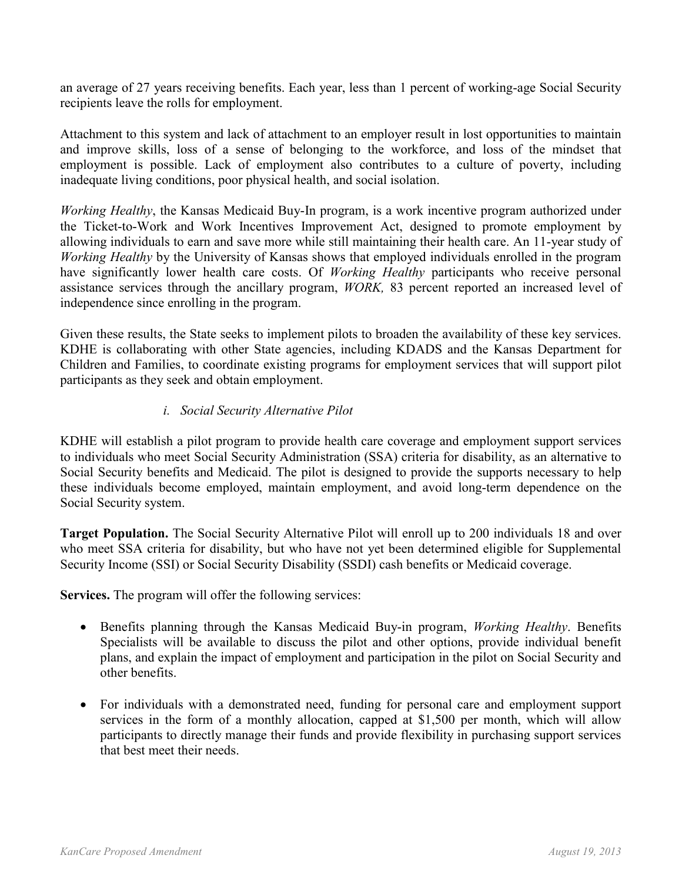an average of 27 years receiving benefits. Each year, less than 1 percent of working-age Social Security recipients leave the rolls for employment.

Attachment to this system and lack of attachment to an employer result in lost opportunities to maintain and improve skills, loss of a sense of belonging to the workforce, and loss of the mindset that employment is possible. Lack of employment also contributes to a culture of poverty, including inadequate living conditions, poor physical health, and social isolation.

*Working Healthy*, the Kansas Medicaid Buy-In program, is a work incentive program authorized under the Ticket-to-Work and Work Incentives Improvement Act, designed to promote employment by allowing individuals to earn and save more while still maintaining their health care. An 11-year study of *Working Healthy* by the University of Kansas shows that employed individuals enrolled in the program have significantly lower health care costs. Of *Working Healthy* participants who receive personal assistance services through the ancillary program, *WORK,* 83 percent reported an increased level of independence since enrolling in the program.

Given these results, the State seeks to implement pilots to broaden the availability of these key services. KDHE is collaborating with other State agencies, including KDADS and the Kansas Department for Children and Families, to coordinate existing programs for employment services that will support pilot participants as they seek and obtain employment.

*i. Social Security Alternative Pilot*

KDHE will establish a pilot program to provide health care coverage and employment support services to individuals who meet Social Security Administration (SSA) criteria for disability, as an alternative to Social Security benefits and Medicaid. The pilot is designed to provide the supports necessary to help these individuals become employed, maintain employment, and avoid long-term dependence on the Social Security system.

**Target Population.** The Social Security Alternative Pilot will enroll up to 200 individuals 18 and over who meet SSA criteria for disability, but who have not yet been determined eligible for Supplemental Security Income (SSI) or Social Security Disability (SSDI) cash benefits or Medicaid coverage.

**Services.** The program will offer the following services:

- Benefits planning through the Kansas Medicaid Buy-in program, *Working Healthy*. Benefits Specialists will be available to discuss the pilot and other options, provide individual benefit plans, and explain the impact of employment and participation in the pilot on Social Security and other benefits.

- For individuals with a demonstrated need, funding for personal care and employment support services in the form of a monthly allocation, capped at $1,500 per month, which will allow participants to directly manage their funds and provide flexibility in purchasing support services that best meet their needs.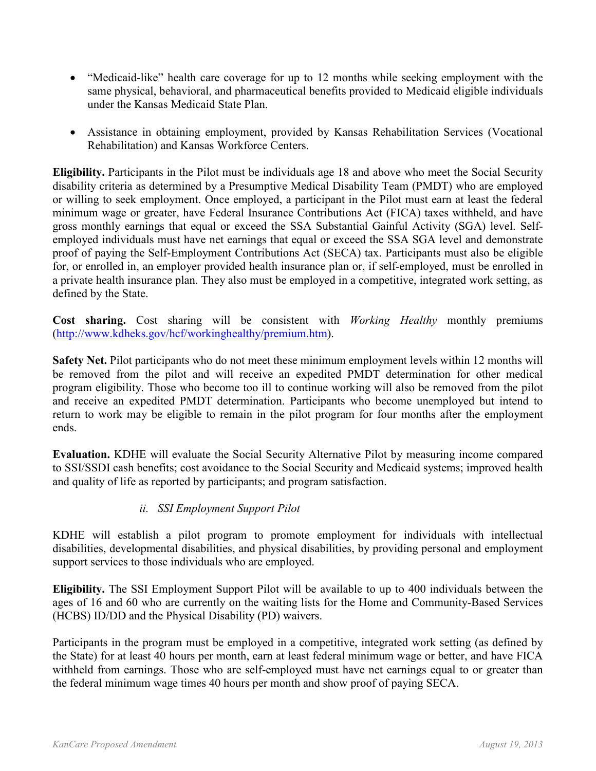- "Medicaid-like" health care coverage for up to 12 months while seeking employment with the same physical, behavioral, and pharmaceutical benefits provided to Medicaid eligible individuals under the Kansas Medicaid State Plan.

- Assistance in obtaining employment, provided by Kansas Rehabilitation Services (Vocational Rehabilitation) and Kansas Workforce Centers.

**Eligibility.** Participants in the Pilot must be individuals age 18 and above who meet the Social Security disability criteria as determined by a Presumptive Medical Disability Team (PMDT) who are employed or willing to seek employment. Once employed, a participant in the Pilot must earn at least the federal minimum wage or greater, have Federal Insurance Contributions Act (FICA) taxes withheld, and have gross monthly earnings that equal or exceed the SSA Substantial Gainful Activity (SGA) level. Self-employed individuals must have net earnings that equal or exceed the SSA SGA level and demonstrate proof of paying the Self-Employment Contributions Act (SECA) tax. Participants must also be eligible for, or enrolled in, an employer provided health insurance plan or, if self-employed, must be enrolled in a private health insurance plan. They also must be employed in a competitive, integrated work setting, as defined by the State.

**Cost sharing.** Cost sharing will be consistent with *Working Healthy* monthly premiums (http://www.kdheks.gov/hcf/workinghealthy/premium.htm).

**Safety Net.** Pilot participants who do not meet these minimum employment levels within 12 months will be removed from the pilot and will receive an expedited PMDT determination for other medical program eligibility. Those who become too ill to continue working will also be removed from the pilot and receive an expedited PMDT determination. Participants who become unemployed but intend to return to work may be eligible to remain in the pilot program for four months after the employment ends.

**Evaluation.** KDHE will evaluate the Social Security Alternative Pilot by measuring income compared to SSI/SSDI cash benefits; cost avoidance to the Social Security and Medicaid systems; improved health and quality of life as reported by participants; and program satisfaction.

*ii. SSI Employment Support Pilot*

KDHE will establish a pilot program to promote employment for individuals with intellectual disabilities, developmental disabilities, and physical disabilities, by providing personal and employment support services to those individuals who are employed.

**Eligibility.** The SSI Employment Support Pilot will be available to up to 400 individuals between the ages of 16 and 60 who are currently on the waiting lists for the Home and Community-Based Services (HCBS) ID/DD and the Physical Disability (PD) waivers.

Participants in the program must be employed in a competitive, integrated work setting (as defined by the State) for at least 40 hours per month, earn at least federal minimum wage or better, and have FICA withheld from earnings. Those who are self-employed must have net earnings equal to or greater than the federal minimum wage times 40 hours per month and show proof of paying SECA.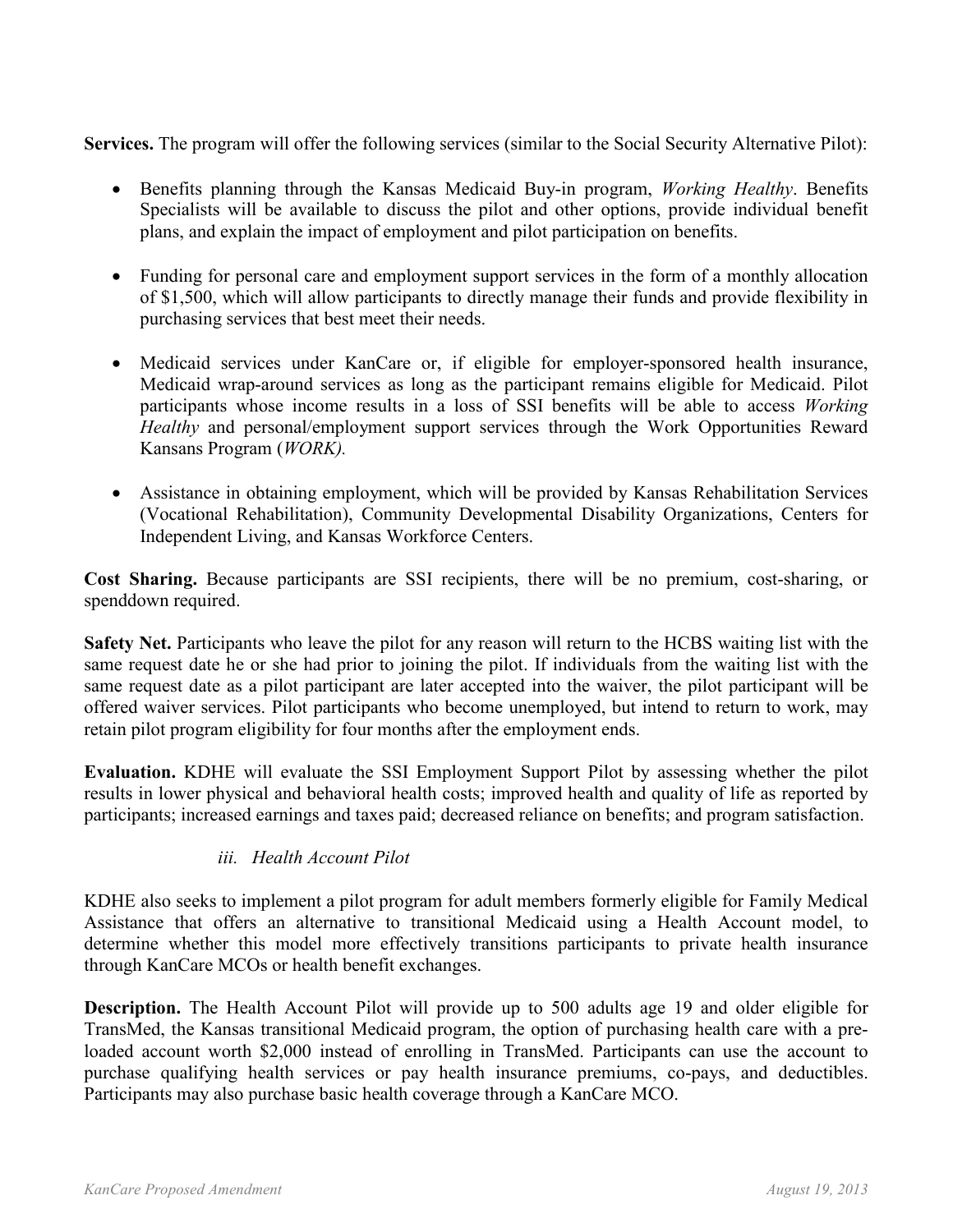**Services.** The program will offer the following services (similar to the Social Security Alternative Pilot):

- Benefits planning through the Kansas Medicaid Buy-in program, *Working Healthy*. Benefits Specialists will be available to discuss the pilot and other options, provide individual benefit plans, and explain the impact of employment and pilot participation on benefits.

- Funding for personal care and employment support services in the form of a monthly allocation of $1,500, which will allow participants to directly manage their funds and provide flexibility in purchasing services that best meet their needs.

- Medicaid services under KanCare or, if eligible for employer-sponsored health insurance, Medicaid wrap-around services as long as the participant remains eligible for Medicaid. Pilot participants whose income results in a loss of SSI benefits will be able to access *Working Healthy* and personal/employment support services through the Work Opportunities Reward Kansans Program (*WORK).*

- Assistance in obtaining employment, which will be provided by Kansas Rehabilitation Services (Vocational Rehabilitation), Community Developmental Disability Organizations, Centers for Independent Living, and Kansas Workforce Centers.

**Cost Sharing.** Because participants are SSI recipients, there will be no premium, cost-sharing, or spenddown required.

**Safety Net.** Participants who leave the pilot for any reason will return to the HCBS waiting list with the same request date he or she had prior to joining the pilot. If individuals from the waiting list with the same request date as a pilot participant are later accepted into the waiver, the pilot participant will be offered waiver services. Pilot participants who become unemployed, but intend to return to work, may retain pilot program eligibility for four months after the employment ends.

**Evaluation.** KDHE will evaluate the SSI Employment Support Pilot by assessing whether the pilot results in lower physical and behavioral health costs; improved health and quality of life as reported by participants; increased earnings and taxes paid; decreased reliance on benefits; and program satisfaction.

*iii. Health Account Pilot*

KDHE also seeks to implement a pilot program for adult members formerly eligible for Family Medical Assistance that offers an alternative to transitional Medicaid using a Health Account model, to determine whether this model more effectively transitions participants to private health insurance through KanCare MCOs or health benefit exchanges.

**Description.** The Health Account Pilot will provide up to 500 adults age 19 and older eligible for TransMed, the Kansas transitional Medicaid program, the option of purchasing health care with a pre-loaded account worth $2,000 instead of enrolling in TransMed. Participants can use the account to purchase qualifying health services or pay health insurance premiums, co-pays, and deductibles. Participants may also purchase basic health coverage through a KanCare MCO.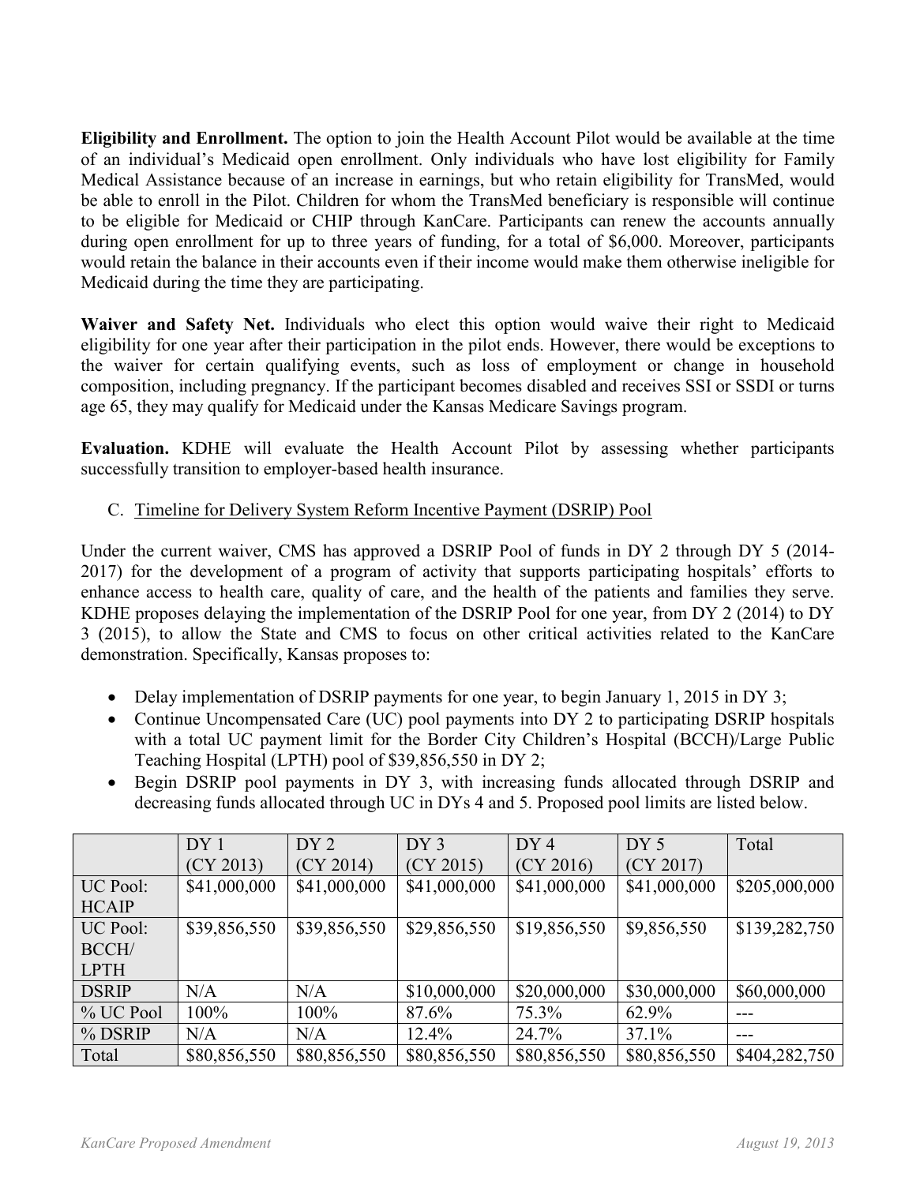**Eligibility and Enrollment.** The option to join the Health Account Pilot would be available at the time of an individual's Medicaid open enrollment. Only individuals who have lost eligibility for Family Medical Assistance because of an increase in earnings, but who retain eligibility for TransMed, would be able to enroll in the Pilot. Children for whom the TransMed beneficiary is responsible will continue to be eligible for Medicaid or CHIP through KanCare. Participants can renew the accounts annually during open enrollment for up to three years of funding, for a total of $6,000. Moreover, participants would retain the balance in their accounts even if their income would make them otherwise ineligible for Medicaid during the time they are participating.

**Waiver and Safety Net.** Individuals who elect this option would waive their right to Medicaid eligibility for one year after their participation in the pilot ends. However, there would be exceptions to the waiver for certain qualifying events, such as loss of employment or change in household composition, including pregnancy. If the participant becomes disabled and receives SSI or SSDI or turns age 65, they may qualify for Medicaid under the Kansas Medicare Savings program.

**Evaluation.** KDHE will evaluate the Health Account Pilot by assessing whether participants successfully transition to employer-based health insurance.

C. Timeline for Delivery System Reform Incentive Payment (DSRIP) Pool

Under the current waiver, CMS has approved a DSRIP Pool of funds in DY 2 through DY 5 (2014-2017) for the development of a program of activity that supports participating hospitals' efforts to enhance access to health care, quality of care, and the health of the patients and families they serve. KDHE proposes delaying the implementation of the DSRIP Pool for one year, from DY 2 (2014) to DY 3 (2015), to allow the State and CMS to focus on other critical activities related to the KanCare demonstration. Specifically, Kansas proposes to:

- Delay implementation of DSRIP payments for one year, to begin January 1, 2015 in DY 3;
- Continue Uncompensated Care (UC) pool payments into DY 2 to participating DSRIP hospitals with a total UC payment limit for the Border City Children's Hospital (BCCH)/Large Public Teaching Hospital (LPTH) pool of $39,856,550 in DY 2;
- Begin DSRIP pool payments in DY 3, with increasing funds allocated through DSRIP and decreasing funds allocated through UC in DYs 4 and 5. Proposed pool limits are listed below.

| | DY 1 (CY 2013) | DY 2 (CY 2014) | DY 3 (CY 2015) | DY 4 (CY 2016) | DY 5 (CY 2017) | Total |
|---|---|---|---|---|---|---|
| UC Pool: HCAIP | $41,000,000 | $41,000,000 | $41,000,000 | $41,000,000 | $41,000,000 | $205,000,000 |
| UC Pool: BCCH/ LPTH | $39,856,550 | $39,856,550 | $29,856,550 | $19,856,550 | $9,856,550 | $139,282,750 |
| DSRIP | N/A | N/A | $10,000,000 | $20,000,000 | $30,000,000 | $60,000,000 |
| % UC Pool | 100% | 100% | 87.6% | 75.3% | 62.9% | --- |
| % DSRIP | N/A | N/A | 12.4% | 24.7% | 37.1% | --- |
| Total | $80,856,550 | $80,856,550 | $80,856,550 | $80,856,550 | $80,856,550 | $404,282,750 |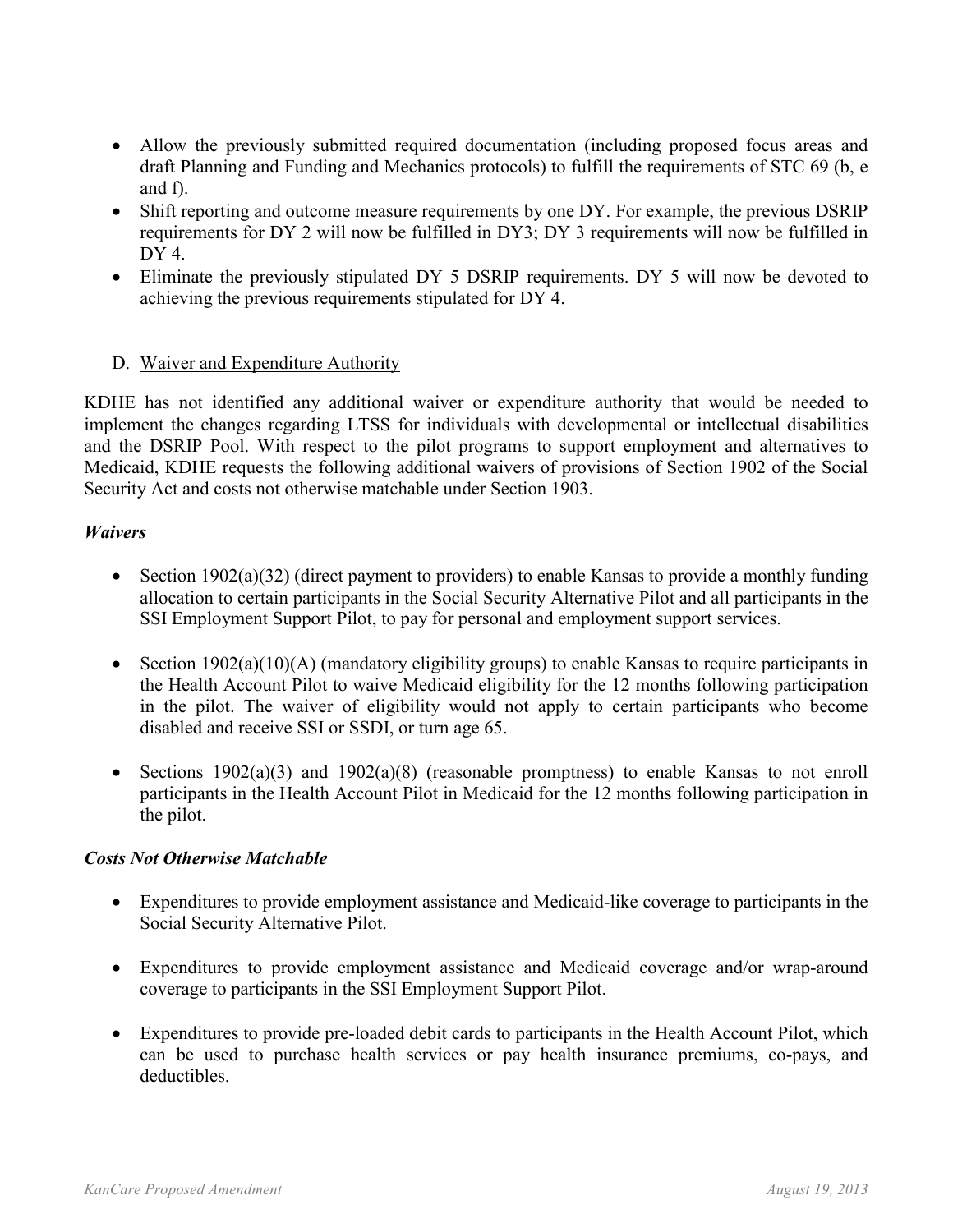- Allow the previously submitted required documentation (including proposed focus areas and draft Planning and Funding and Mechanics protocols) to fulfill the requirements of STC 69 (b, e and f).
- Shift reporting and outcome measure requirements by one DY. For example, the previous DSRIP requirements for DY 2 will now be fulfilled in DY3; DY 3 requirements will now be fulfilled in DY 4.
- Eliminate the previously stipulated DY 5 DSRIP requirements. DY 5 will now be devoted to achieving the previous requirements stipulated for DY 4.

D. Waiver and Expenditure Authority

KDHE has not identified any additional waiver or expenditure authority that would be needed to implement the changes regarding LTSS for individuals with developmental or intellectual disabilities and the DSRIP Pool. With respect to the pilot programs to support employment and alternatives to Medicaid, KDHE requests the following additional waivers of provisions of Section 1902 of the Social Security Act and costs not otherwise matchable under Section 1903.

***Waivers***

- Section 1902(a)(32) (direct payment to providers) to enable Kansas to provide a monthly funding allocation to certain participants in the Social Security Alternative Pilot and all participants in the SSI Employment Support Pilot, to pay for personal and employment support services.

- Section 1902(a)(10)(A) (mandatory eligibility groups) to enable Kansas to require participants in the Health Account Pilot to waive Medicaid eligibility for the 12 months following participation in the pilot. The waiver of eligibility would not apply to certain participants who become disabled and receive SSI or SSDI, or turn age 65.

- Sections 1902(a)(3) and 1902(a)(8) (reasonable promptness) to enable Kansas to not enroll participants in the Health Account Pilot in Medicaid for the 12 months following participation in the pilot.

***Costs Not Otherwise Matchable***

- Expenditures to provide employment assistance and Medicaid-like coverage to participants in the Social Security Alternative Pilot.

- Expenditures to provide employment assistance and Medicaid coverage and/or wrap-around coverage to participants in the SSI Employment Support Pilot.

- Expenditures to provide pre-loaded debit cards to participants in the Health Account Pilot, which can be used to purchase health services or pay health insurance premiums, co-pays, and deductibles.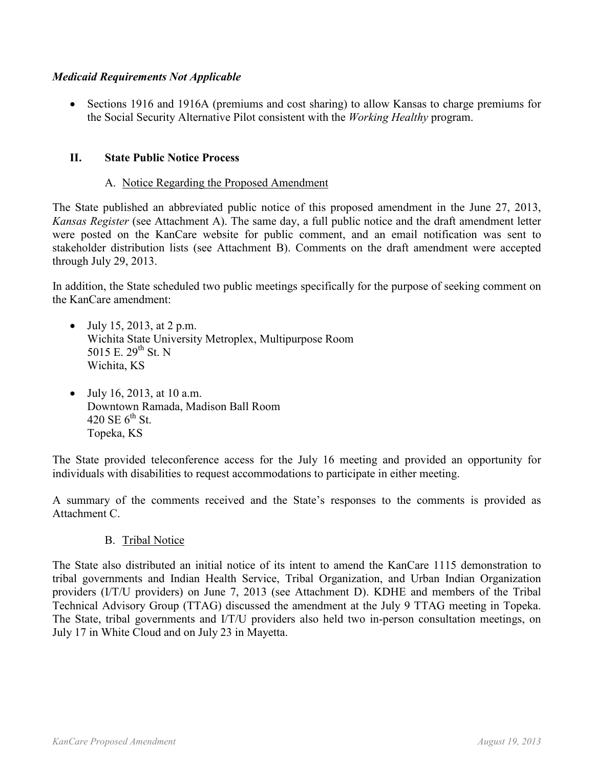***Medicaid Requirements Not Applicable***

- Sections 1916 and 1916A (premiums and cost sharing) to allow Kansas to charge premiums for the Social Security Alternative Pilot consistent with the *Working Healthy* program.

## II. State Public Notice Process

### A. Notice Regarding the Proposed Amendment

The State published an abbreviated public notice of this proposed amendment in the June 27, 2013, *Kansas Register* (see Attachment A). The same day, a full public notice and the draft amendment letter were posted on the KanCare website for public comment, and an email notification was sent to stakeholder distribution lists (see Attachment B). Comments on the draft amendment were accepted through July 29, 2013.

In addition, the State scheduled two public meetings specifically for the purpose of seeking comment on the KanCare amendment:

- July 15, 2013, at 2 p.m.
  Wichita State University Metroplex, Multipurpose Room
  5015 E. 29th St. N
  Wichita, KS

- July 16, 2013, at 10 a.m.
  Downtown Ramada, Madison Ball Room
  420 SE 6th St.
  Topeka, KS

The State provided teleconference access for the July 16 meeting and provided an opportunity for individuals with disabilities to request accommodations to participate in either meeting.

A summary of the comments received and the State's responses to the comments is provided as Attachment C.

### B. Tribal Notice

The State also distributed an initial notice of its intent to amend the KanCare 1115 demonstration to tribal governments and Indian Health Service, Tribal Organization, and Urban Indian Organization providers (I/T/U providers) on June 7, 2013 (see Attachment D). KDHE and members of the Tribal Technical Advisory Group (TTAG) discussed the amendment at the July 9 TTAG meeting in Topeka. The State, tribal governments and I/T/U providers also held two in-person consultation meetings, on July 17 in White Cloud and on July 23 in Mayetta.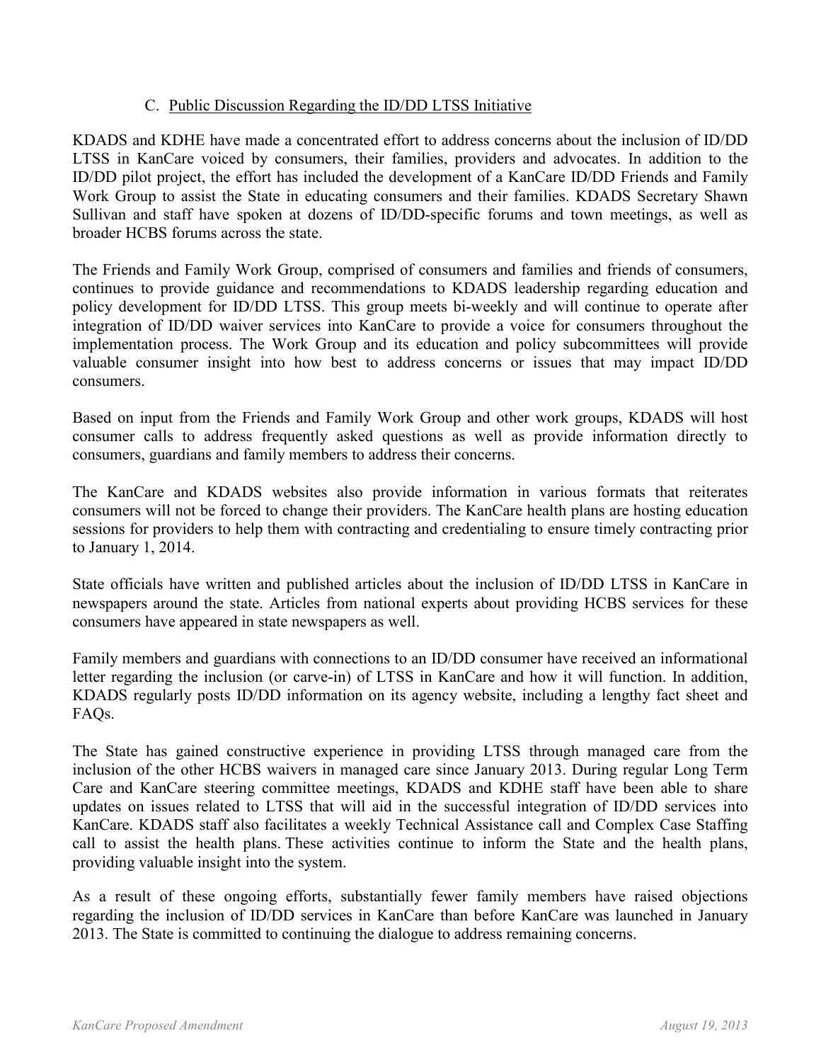### C. Public Discussion Regarding the ID/DD LTSS Initiative

KDADS and KDHE have made a concentrated effort to address concerns about the inclusion of ID/DD LTSS in KanCare voiced by consumers, their families, providers and advocates. In addition to the ID/DD pilot project, the effort has included the development of a KanCare ID/DD Friends and Family Work Group to assist the State in educating consumers and their families. KDADS Secretary Shawn Sullivan and staff have spoken at dozens of ID/DD-specific forums and town meetings, as well as broader HCBS forums across the state.

The Friends and Family Work Group, comprised of consumers and families and friends of consumers, continues to provide guidance and recommendations to KDADS leadership regarding education and policy development for ID/DD LTSS. This group meets bi-weekly and will continue to operate after integration of ID/DD waiver services into KanCare to provide a voice for consumers throughout the implementation process. The Work Group and its education and policy subcommittees will provide valuable consumer insight into how best to address concerns or issues that may impact ID/DD consumers.

Based on input from the Friends and Family Work Group and other work groups, KDADS will host consumer calls to address frequently asked questions as well as provide information directly to consumers, guardians and family members to address their concerns.

The KanCare and KDADS websites also provide information in various formats that reiterates consumers will not be forced to change their providers. The KanCare health plans are hosting education sessions for providers to help them with contracting and credentialing to ensure timely contracting prior to January 1, 2014.

State officials have written and published articles about the inclusion of ID/DD LTSS in KanCare in newspapers around the state. Articles from national experts about providing HCBS services for these consumers have appeared in state newspapers as well.

Family members and guardians with connections to an ID/DD consumer have received an informational letter regarding the inclusion (or carve-in) of LTSS in KanCare and how it will function. In addition, KDADS regularly posts ID/DD information on its agency website, including a lengthy fact sheet and FAQs.

The State has gained constructive experience in providing LTSS through managed care from the inclusion of the other HCBS waivers in managed care since January 2013. During regular Long Term Care and KanCare steering committee meetings, KDADS and KDHE staff have been able to share updates on issues related to LTSS that will aid in the successful integration of ID/DD services into KanCare. KDADS staff also facilitates a weekly Technical Assistance call and Complex Case Staffing call to assist the health plans. These activities continue to inform the State and the health plans, providing valuable insight into the system.

As a result of these ongoing efforts, substantially fewer family members have raised objections regarding the inclusion of ID/DD services in KanCare than before KanCare was launched in January 2013. The State is committed to continuing the dialogue to address remaining concerns.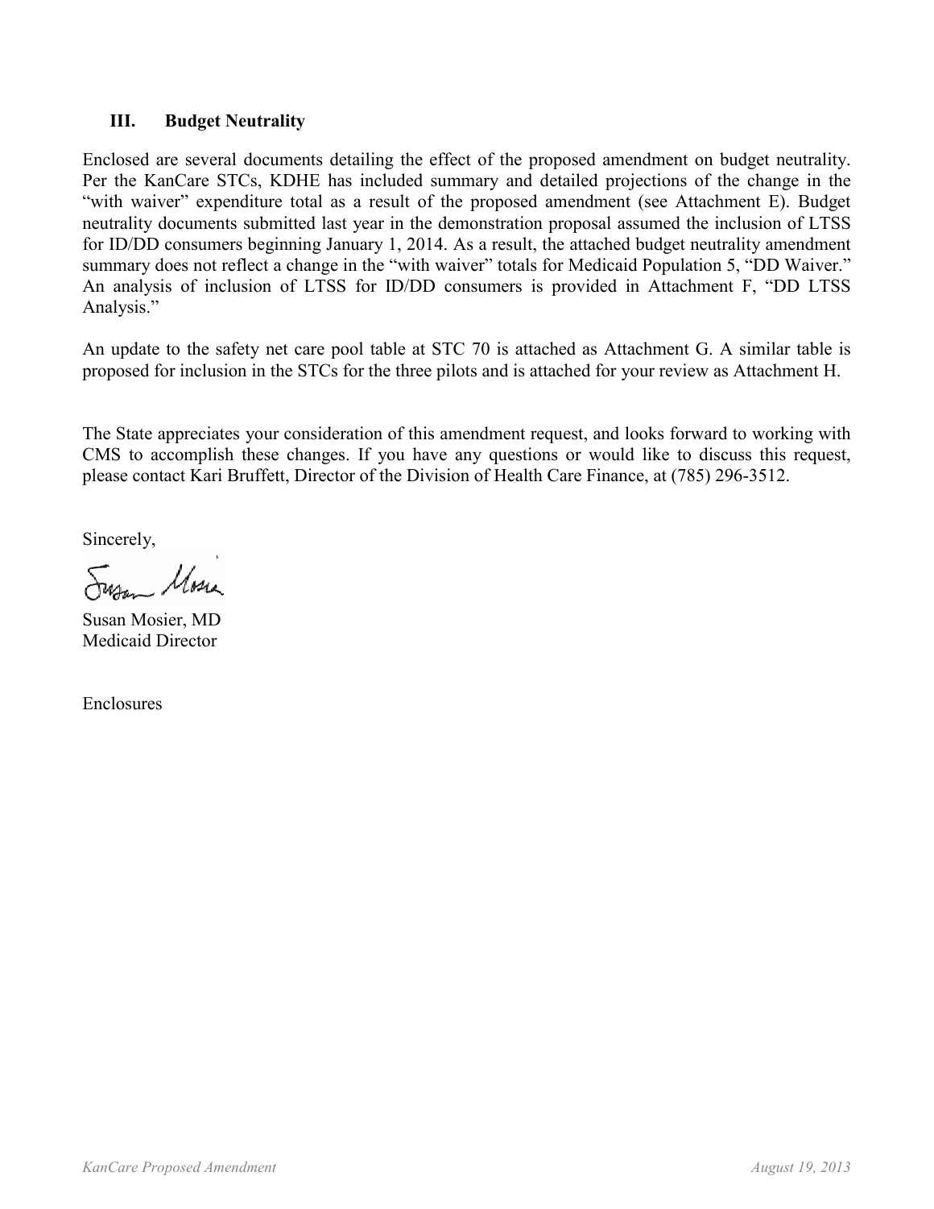### III. Budget Neutrality

Enclosed are several documents detailing the effect of the proposed amendment on budget neutrality. Per the KanCare STCs, KDHE has included summary and detailed projections of the change in the "with waiver" expenditure total as a result of the proposed amendment (see Attachment E). Budget neutrality documents submitted last year in the demonstration proposal assumed the inclusion of LTSS for ID/DD consumers beginning January 1, 2014. As a result, the attached budget neutrality amendment summary does not reflect a change in the "with waiver" totals for Medicaid Population 5, "DD Waiver." An analysis of inclusion of LTSS for ID/DD consumers is provided in Attachment F, "DD LTSS Analysis."

An update to the safety net care pool table at STC 70 is attached as Attachment G. A similar table is proposed for inclusion in the STCs for the three pilots and is attached for your review as Attachment H.

The State appreciates your consideration of this amendment request, and looks forward to working with CMS to accomplish these changes. If you have any questions or would like to discuss this request, please contact Kari Bruffett, Director of the Division of Health Care Finance, at (785) 296-3512.

Sincerely,

Susan Mosier, MD
Medicaid Director

Enclosures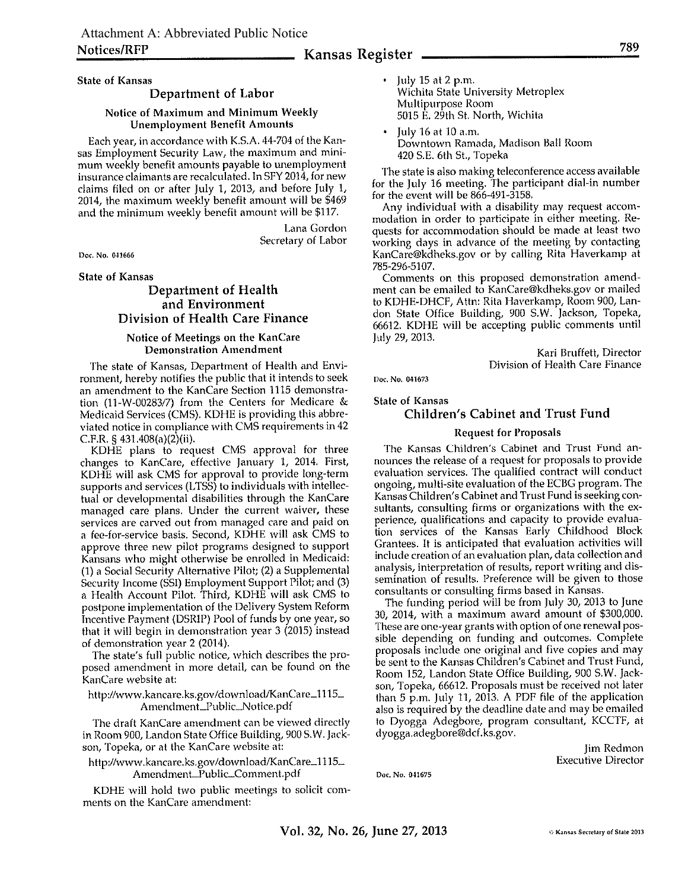Attachment A: Abbreviated Public Notice

State of Kansas

## Department of Labor

### Notice of Maximum and Minimum Weekly Unemployment Benefit Amounts

Each year, in accordance with K.S.A. 44-704 of the Kansas Employment Security Law, the maximum and minimum weekly benefit amounts payable to unemployment insurance claimants are recalculated. In SFY 2014, for new claims filed on or after July 1, 2013, and before July 1, 2014, the maximum weekly benefit amount will be $469 and the minimum weekly benefit amount will be $117.

Lana Gordon
Secretary of Labor

Doc. No. 041666

State of Kansas

## Department of Health and Environment Division of Health Care Finance

### Notice of Meetings on the KanCare Demonstration Amendment

The state of Kansas, Department of Health and Environment, hereby notifies the public that it intends to seek an amendment to the KanCare Section 1115 demonstration (11-W-00283/7) from the Centers for Medicare & Medicaid Services (CMS). KDHE is providing this abbreviated notice in compliance with CMS requirements in 42 C.F.R. § 431.408(a)(2)(ii).

KDHE plans to request CMS approval for three changes to KanCare, effective January 1, 2014. First, KDHE will ask CMS for approval to provide long-term supports and services (LTSS) to individuals with intellectual or developmental disabilities through the KanCare managed care plans. Under the current waiver, these services are carved out from managed care and paid on a fee-for-service basis. Second, KDHE will ask CMS to approve three new pilot programs designed to support Kansans who might otherwise be enrolled in Medicaid: (1) a Social Security Alternative Pilot; (2) a Supplemental Security Income (SSI) Employment Support Pilot; and (3) a Health Account Pilot. Third, KDHE will ask CMS to postpone implementation of the Delivery System Reform Incentive Payment (DSRIP) Pool of funds by one year, so that it will begin in demonstration year 3 (2015) instead of demonstration year 2 (2014).

The state's full public notice, which describes the proposed amendment in more detail, can be found on the KanCare website at:

http://www.kancare.ks.gov/download/KanCare_1115_Amendment_Public_Notice.pdf

The draft KanCare amendment can be viewed directly in Room 900, Landon State Office Building, 900 S.W. Jackson, Topeka, or at the KanCare website at:

http://www.kancare.ks.gov/download/KanCare_1115_Amendment_Public_Comment.pdf

KDHE will hold two public meetings to solicit comments on the KanCare amendment:

- July 15 at 2 p.m.
  Wichita State University Metroplex
  Multipurpose Room
  5015 E. 29th St. North, Wichita
- July 16 at 10 a.m.
  Downtown Ramada, Madison Ball Room
  420 S.E. 6th St., Topeka

The state is also making teleconference access available for the July 16 meeting. The participant dial-in number for the event will be 866-491-3158.

Any individual with a disability may request accommodation in order to participate in either meeting. Requests for accommodation should be made at least two working days in advance of the meeting by contacting KanCare@kdheks.gov or by calling Rita Haverkamp at 785-296-5107.

Comments on this proposed demonstration amendment can be emailed to KanCare@kdheks.gov or mailed to KDHE-DHCF, Attn: Rita Haverkamp, Room 900, Landon State Office Building, 900 S.W. Jackson, Topeka, 66612. KDHE will be accepting public comments until July 29, 2013.

Kari Bruffett, Director
Division of Health Care Finance

Doc. No. 041673

State of Kansas

## Children's Cabinet and Trust Fund

### Request for Proposals

The Kansas Children's Cabinet and Trust Fund announces the release of a request for proposals to provide evaluation services. The qualified contract will conduct ongoing, multi-site evaluation of the ECBG program. The Kansas Children's Cabinet and Trust Fund is seeking consultants, consulting firms or organizations with the experience, qualifications and capacity to provide evaluation services of the Kansas Early Childhood Block Grantees. It is anticipated that evaluation activities will include creation of an evaluation plan, data collection and analysis, interpretation of results, report writing and dissemination of results. Preference will be given to those consultants or consulting firms based in Kansas.

The funding period will be from July 30, 2013 to June 30, 2014, with a maximum award amount of $300,000. These are one-year grants with option of one renewal possible depending on funding and outcomes. Complete proposals include one original and five copies and may be sent to the Kansas Children's Cabinet and Trust Fund, Room 152, Landon State Office Building, 900 S.W. Jackson, Topeka, 66612. Proposals must be received not later than 5 p.m. July 11, 2013. A PDF file of the application also is required by the deadline date and may be emailed to Dyogga Adegbore, program consultant, KCCTF, at dyogga.adegbore@dcf.ks.gov.

Jim Redmon
Executive Director

Doc. No. 041675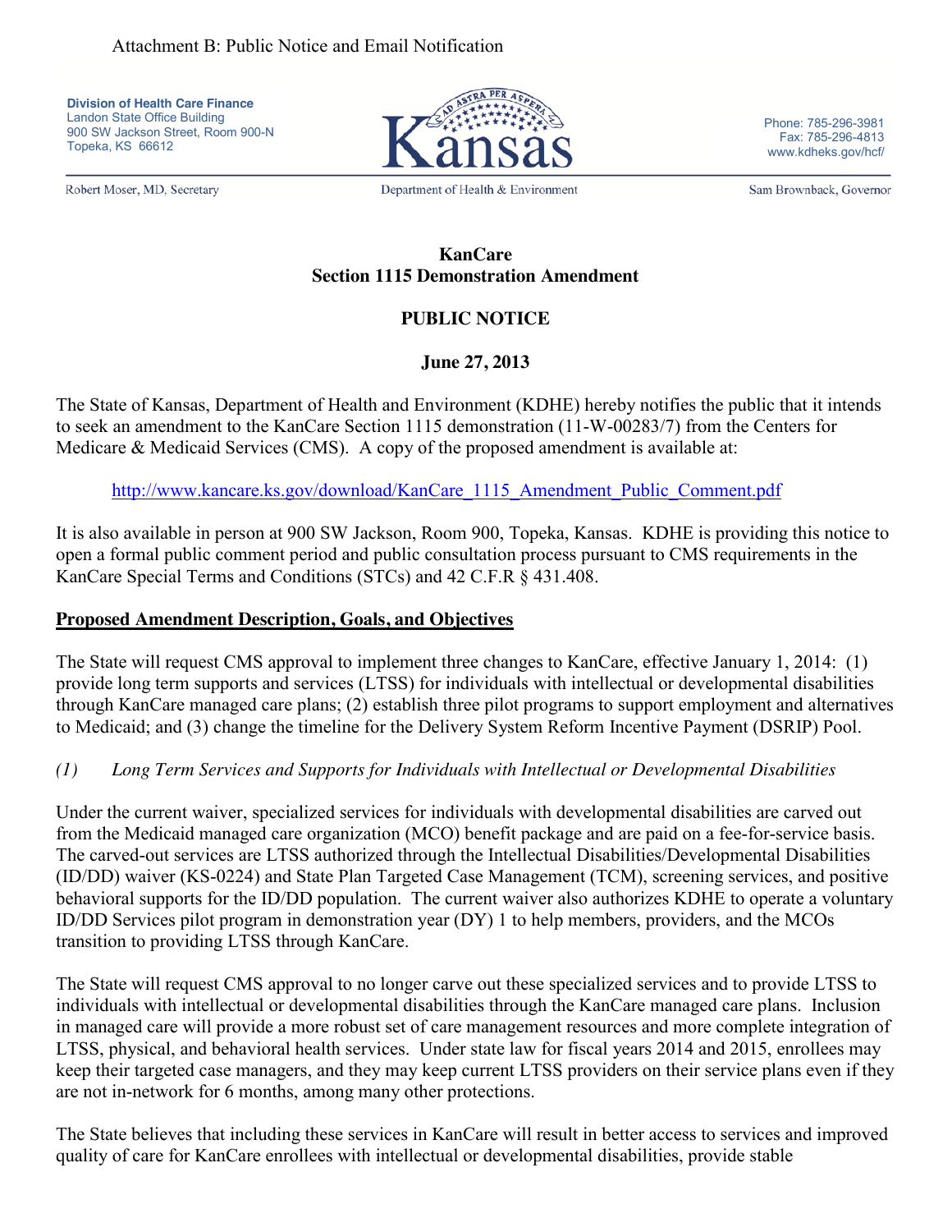Attachment B: Public Notice and Email Notification

**Division of Health Care Finance**
Landon State Office Building
900 SW Jackson Street, Room 900-N
Topeka, KS 66612

Phone: 785-296-3981
Fax: 785-296-4813
www.kdheks.gov/hcf/

Robert Moser, MD, Secretary | Department of Health & Environment | Sam Brownback, Governor

**KanCare**
**Section 1115 Demonstration Amendment**

**PUBLIC NOTICE**

**June 27, 2013**

The State of Kansas, Department of Health and Environment (KDHE) hereby notifies the public that it intends to seek an amendment to the KanCare Section 1115 demonstration (11-W-00283/7) from the Centers for Medicare & Medicaid Services (CMS). A copy of the proposed amendment is available at:

http://www.kancare.ks.gov/download/KanCare_1115_Amendment_Public_Comment.pdf

It is also available in person at 900 SW Jackson, Room 900, Topeka, Kansas. KDHE is providing this notice to open a formal public comment period and public consultation process pursuant to CMS requirements in the KanCare Special Terms and Conditions (STCs) and 42 C.F.R § 431.408.

**Proposed Amendment Description, Goals, and Objectives**

The State will request CMS approval to implement three changes to KanCare, effective January 1, 2014: (1) provide long term supports and services (LTSS) for individuals with intellectual or developmental disabilities through KanCare managed care plans; (2) establish three pilot programs to support employment and alternatives to Medicaid; and (3) change the timeline for the Delivery System Reform Incentive Payment (DSRIP) Pool.

*(1) Long Term Services and Supports for Individuals with Intellectual or Developmental Disabilities*

Under the current waiver, specialized services for individuals with developmental disabilities are carved out from the Medicaid managed care organization (MCO) benefit package and are paid on a fee-for-service basis. The carved-out services are LTSS authorized through the Intellectual Disabilities/Developmental Disabilities (ID/DD) waiver (KS-0224) and State Plan Targeted Case Management (TCM), screening services, and positive behavioral supports for the ID/DD population. The current waiver also authorizes KDHE to operate a voluntary ID/DD Services pilot program in demonstration year (DY) 1 to help members, providers, and the MCOs transition to providing LTSS through KanCare.

The State will request CMS approval to no longer carve out these specialized services and to provide LTSS to individuals with intellectual or developmental disabilities through the KanCare managed care plans. Inclusion in managed care will provide a more robust set of care management resources and more complete integration of LTSS, physical, and behavioral health services. Under state law for fiscal years 2014 and 2015, enrollees may keep their targeted case managers, and they may keep current LTSS providers on their service plans even if they are not in-network for 6 months, among many other protections.

The State believes that including these services in KanCare will result in better access to services and improved quality of care for KanCare enrollees with intellectual or developmental disabilities, provide stable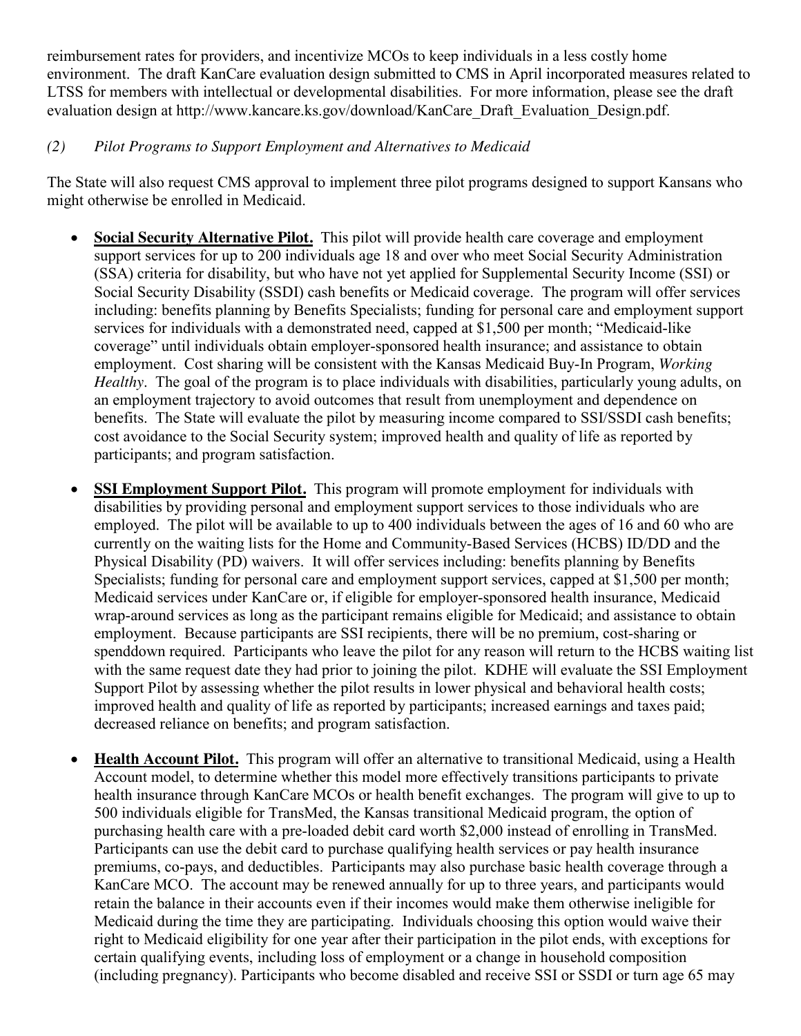reimbursement rates for providers, and incentivize MCOs to keep individuals in a less costly home environment. The draft KanCare evaluation design submitted to CMS in April incorporated measures related to LTSS for members with intellectual or developmental disabilities. For more information, please see the draft evaluation design at http://www.kancare.ks.gov/download/KanCare_Draft_Evaluation_Design.pdf.

*(2) Pilot Programs to Support Employment and Alternatives to Medicaid*

The State will also request CMS approval to implement three pilot programs designed to support Kansans who might otherwise be enrolled in Medicaid.

- **Social Security Alternative Pilot.** This pilot will provide health care coverage and employment support services for up to 200 individuals age 18 and over who meet Social Security Administration (SSA) criteria for disability, but who have not yet applied for Supplemental Security Income (SSI) or Social Security Disability (SSDI) cash benefits or Medicaid coverage. The program will offer services including: benefits planning by Benefits Specialists; funding for personal care and employment support services for individuals with a demonstrated need, capped at $1,500 per month; "Medicaid-like coverage" until individuals obtain employer-sponsored health insurance; and assistance to obtain employment. Cost sharing will be consistent with the Kansas Medicaid Buy-In Program, *Working Healthy*. The goal of the program is to place individuals with disabilities, particularly young adults, on an employment trajectory to avoid outcomes that result from unemployment and dependence on benefits. The State will evaluate the pilot by measuring income compared to SSI/SSDI cash benefits; cost avoidance to the Social Security system; improved health and quality of life as reported by participants; and program satisfaction.

- **SSI Employment Support Pilot.** This program will promote employment for individuals with disabilities by providing personal and employment support services to those individuals who are employed. The pilot will be available to up to 400 individuals between the ages of 16 and 60 who are currently on the waiting lists for the Home and Community-Based Services (HCBS) ID/DD and the Physical Disability (PD) waivers. It will offer services including: benefits planning by Benefits Specialists; funding for personal care and employment support services, capped at $1,500 per month; Medicaid services under KanCare or, if eligible for employer-sponsored health insurance, Medicaid wrap-around services as long as the participant remains eligible for Medicaid; and assistance to obtain employment. Because participants are SSI recipients, there will be no premium, cost-sharing or spenddown required. Participants who leave the pilot for any reason will return to the HCBS waiting list with the same request date they had prior to joining the pilot. KDHE will evaluate the SSI Employment Support Pilot by assessing whether the pilot results in lower physical and behavioral health costs; improved health and quality of life as reported by participants; increased earnings and taxes paid; decreased reliance on benefits; and program satisfaction.

- **Health Account Pilot.** This program will offer an alternative to transitional Medicaid, using a Health Account model, to determine whether this model more effectively transitions participants to private health insurance through KanCare MCOs or health benefit exchanges. The program will give to up to 500 individuals eligible for TransMed, the Kansas transitional Medicaid program, the option of purchasing health care with a pre-loaded debit card worth $2,000 instead of enrolling in TransMed. Participants can use the debit card to purchase qualifying health services or pay health insurance premiums, co-pays, and deductibles. Participants may also purchase basic health coverage through a KanCare MCO. The account may be renewed annually for up to three years, and participants would retain the balance in their accounts even if their incomes would make them otherwise ineligible for Medicaid during the time they are participating. Individuals choosing this option would waive their right to Medicaid eligibility for one year after their participation in the pilot ends, with exceptions for certain qualifying events, including loss of employment or a change in household composition (including pregnancy). Participants who become disabled and receive SSI or SSDI or turn age 65 may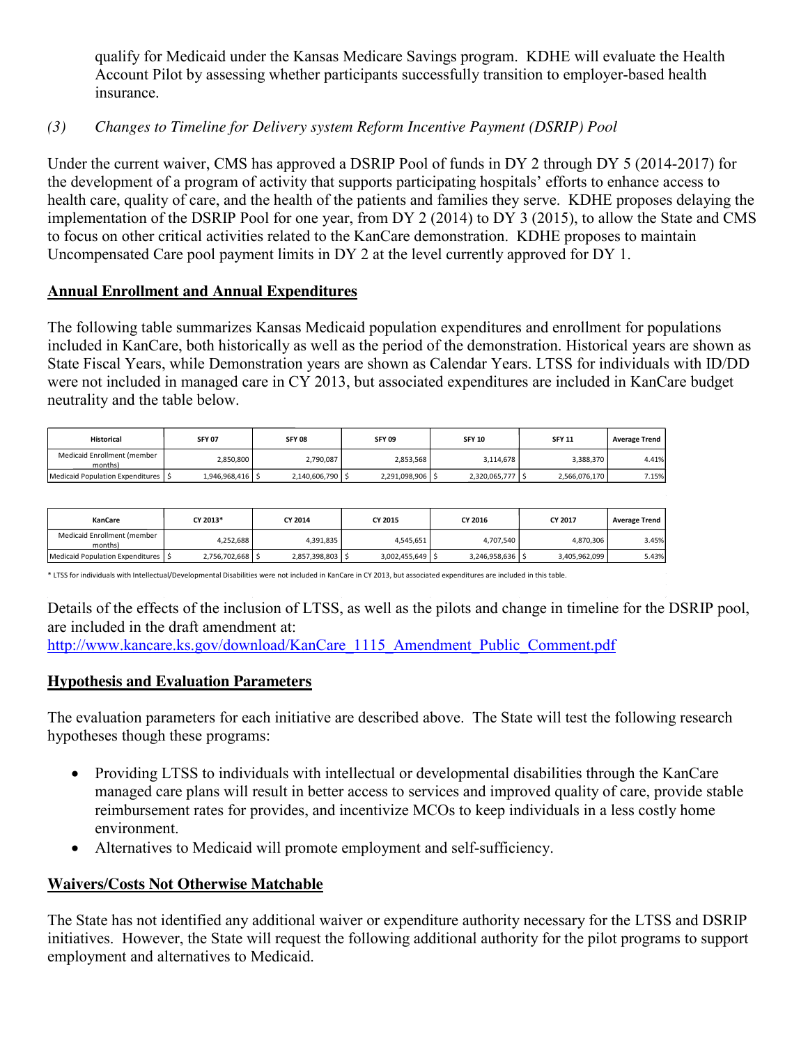qualify for Medicaid under the Kansas Medicare Savings program. KDHE will evaluate the Health Account Pilot by assessing whether participants successfully transition to employer-based health insurance.

*(3) Changes to Timeline for Delivery system Reform Incentive Payment (DSRIP) Pool*

Under the current waiver, CMS has approved a DSRIP Pool of funds in DY 2 through DY 5 (2014-2017) for the development of a program of activity that supports participating hospitals' efforts to enhance access to health care, quality of care, and the health of the patients and families they serve. KDHE proposes delaying the implementation of the DSRIP Pool for one year, from DY 2 (2014) to DY 3 (2015), to allow the State and CMS to focus on other critical activities related to the KanCare demonstration. KDHE proposes to maintain Uncompensated Care pool payment limits in DY 2 at the level currently approved for DY 1.

## Annual Enrollment and Annual Expenditures

The following table summarizes Kansas Medicaid population expenditures and enrollment for populations included in KanCare, both historically as well as the period of the demonstration. Historical years are shown as State Fiscal Years, while Demonstration years are shown as Calendar Years. LTSS for individuals with ID/DD were not included in managed care in CY 2013, but associated expenditures are included in KanCare budget neutrality and the table below.

| Historical | SFY 07 | SFY 08 | SFY 09 | SFY 10 | SFY 11 | Average Trend |
|---|---|---|---|---|---|---|
| Medicaid Enrollment (member months) | 2,850,800 | 2,790,087 | 2,853,568 | 3,114,678 | 3,388,370 | 4.41% |
| Medicaid Population Expenditures | $ 1,946,968,416 | $ 2,140,606,790 | $ 2,291,098,906 | $ 2,320,065,777 | $ 2,566,076,170 | 7.15% |

| KanCare | CY 2013* | CY 2014 | CY 2015 | CY 2016 | CY 2017 | Average Trend |
|---|---|---|---|---|---|---|
| Medicaid Enrollment (member months) | 4,252,688 | 4,391,835 | 4,545,651 | 4,707,540 | 4,870,306 | 3.45% |
| Medicaid Population Expenditures | $ 2,756,702,668 | $ 2,857,398,803 | $ 3,002,455,649 | $ 3,246,958,636 | $ 3,405,962,099 | 5.43% |

* LTSS for individuals with Intellectual/Developmental Disabilities were not included in KanCare in CY 2013, but associated expenditures are included in this table.

Details of the effects of the inclusion of LTSS, as well as the pilots and change in timeline for the DSRIP pool, are included in the draft amendment at:
http://www.kancare.ks.gov/download/KanCare_1115_Amendment_Public_Comment.pdf

## Hypothesis and Evaluation Parameters

The evaluation parameters for each initiative are described above. The State will test the following research hypotheses though these programs:

- Providing LTSS to individuals with intellectual or developmental disabilities through the KanCare managed care plans will result in better access to services and improved quality of care, provide stable reimbursement rates for provides, and incentivize MCOs to keep individuals in a less costly home environment.
- Alternatives to Medicaid will promote employment and self-sufficiency.

## Waivers/Costs Not Otherwise Matchable

The State has not identified any additional waiver or expenditure authority necessary for the LTSS and DSRIP initiatives. However, the State will request the following additional authority for the pilot programs to support employment and alternatives to Medicaid.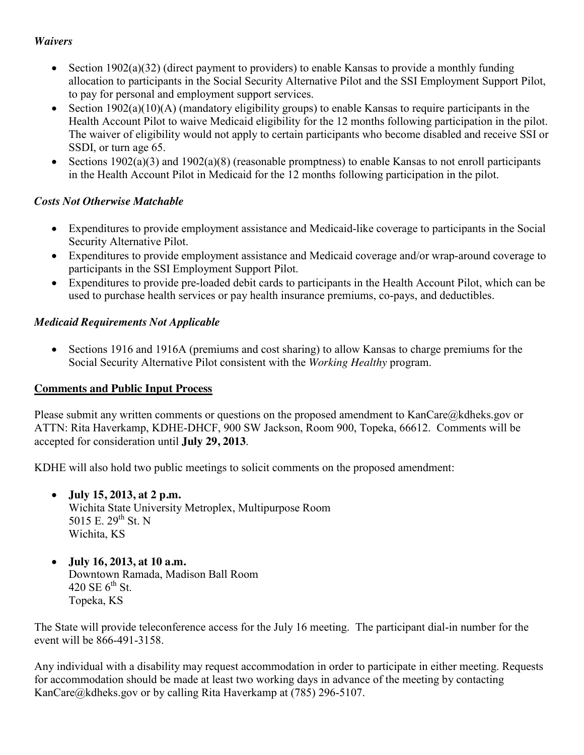*Waivers*

- Section 1902(a)(32) (direct payment to providers) to enable Kansas to provide a monthly funding allocation to participants in the Social Security Alternative Pilot and the SSI Employment Support Pilot, to pay for personal and employment support services.
- Section 1902(a)(10)(A) (mandatory eligibility groups) to enable Kansas to require participants in the Health Account Pilot to waive Medicaid eligibility for the 12 months following participation in the pilot. The waiver of eligibility would not apply to certain participants who become disabled and receive SSI or SSDI, or turn age 65.
- Sections 1902(a)(3) and 1902(a)(8) (reasonable promptness) to enable Kansas to not enroll participants in the Health Account Pilot in Medicaid for the 12 months following participation in the pilot.

*Costs Not Otherwise Matchable*

- Expenditures to provide employment assistance and Medicaid-like coverage to participants in the Social Security Alternative Pilot.
- Expenditures to provide employment assistance and Medicaid coverage and/or wrap-around coverage to participants in the SSI Employment Support Pilot.
- Expenditures to provide pre-loaded debit cards to participants in the Health Account Pilot, which can be used to purchase health services or pay health insurance premiums, co-pays, and deductibles.

*Medicaid Requirements Not Applicable*

- Sections 1916 and 1916A (premiums and cost sharing) to allow Kansas to charge premiums for the Social Security Alternative Pilot consistent with the *Working Healthy* program.

**Comments and Public Input Process**

Please submit any written comments or questions on the proposed amendment to KanCare@kdheks.gov or ATTN: Rita Haverkamp, KDHE-DHCF, 900 SW Jackson, Room 900, Topeka, 66612. Comments will be accepted for consideration until **July 29, 2013**.

KDHE will also hold two public meetings to solicit comments on the proposed amendment:

- **July 15, 2013, at 2 p.m.**
  Wichita State University Metroplex, Multipurpose Room
  5015 E. 29th St. N
  Wichita, KS

- **July 16, 2013, at 10 a.m.**
  Downtown Ramada, Madison Ball Room
  420 SE 6th St.
  Topeka, KS

The State will provide teleconference access for the July 16 meeting. The participant dial-in number for the event will be 866-491-3158.

Any individual with a disability may request accommodation in order to participate in either meeting. Requests for accommodation should be made at least two working days in advance of the meeting by contacting KanCare@kdheks.gov or by calling Rita Haverkamp at (785) 296-5107.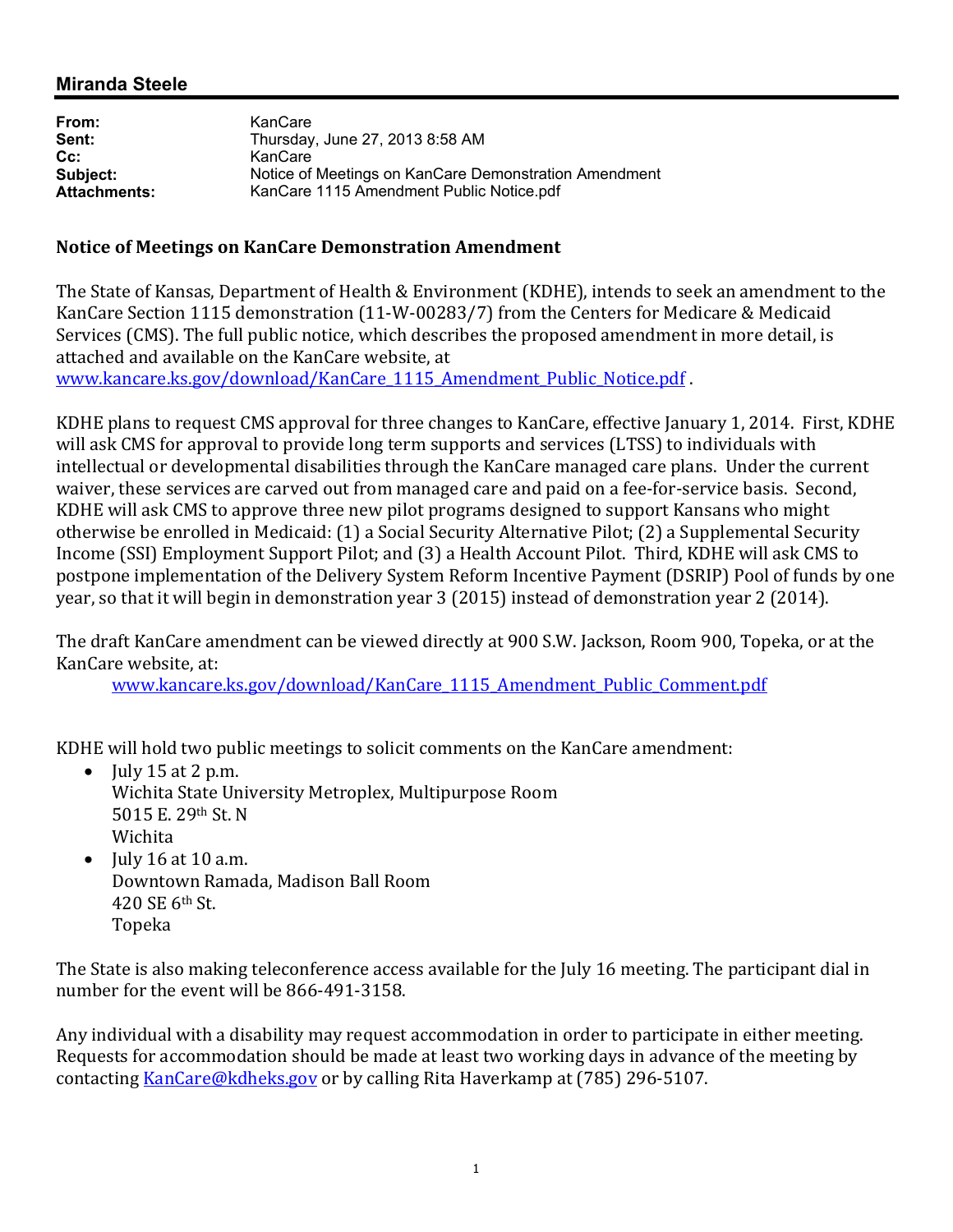**Miranda Steele**

| | |
|---|---|
| **From:** | KanCare |
| **Sent:** | Thursday, June 27, 2013 8:58 AM |
| **Cc:** | KanCare |
| **Subject:** | Notice of Meetings on KanCare Demonstration Amendment |
| **Attachments:** | KanCare 1115 Amendment Public Notice.pdf |

**Notice of Meetings on KanCare Demonstration Amendment**

The State of Kansas, Department of Health & Environment (KDHE), intends to seek an amendment to the KanCare Section 1115 demonstration (11-W-00283/7) from the Centers for Medicare & Medicaid Services (CMS). The full public notice, which describes the proposed amendment in more detail, is attached and available on the KanCare website, at www.kancare.ks.gov/download/KanCare_1115_Amendment_Public_Notice.pdf .

KDHE plans to request CMS approval for three changes to KanCare, effective January 1, 2014. First, KDHE will ask CMS for approval to provide long term supports and services (LTSS) to individuals with intellectual or developmental disabilities through the KanCare managed care plans. Under the current waiver, these services are carved out from managed care and paid on a fee-for-service basis. Second, KDHE will ask CMS to approve three new pilot programs designed to support Kansans who might otherwise be enrolled in Medicaid: (1) a Social Security Alternative Pilot; (2) a Supplemental Security Income (SSI) Employment Support Pilot; and (3) a Health Account Pilot. Third, KDHE will ask CMS to postpone implementation of the Delivery System Reform Incentive Payment (DSRIP) Pool of funds by one year, so that it will begin in demonstration year 3 (2015) instead of demonstration year 2 (2014).

The draft KanCare amendment can be viewed directly at 900 S.W. Jackson, Room 900, Topeka, or at the KanCare website, at:

www.kancare.ks.gov/download/KanCare_1115_Amendment_Public_Comment.pdf

KDHE will hold two public meetings to solicit comments on the KanCare amendment:

- July 15 at 2 p.m.
  Wichita State University Metroplex, Multipurpose Room
  5015 E. 29th St. N
  Wichita
- July 16 at 10 a.m.
  Downtown Ramada, Madison Ball Room
  420 SE 6th St.
  Topeka

The State is also making teleconference access available for the July 16 meeting. The participant dial in number for the event will be 866-491-3158.

Any individual with a disability may request accommodation in order to participate in either meeting. Requests for accommodation should be made at least two working days in advance of the meeting by contacting KanCare@kdheks.gov or by calling Rita Haverkamp at (785) 296-5107.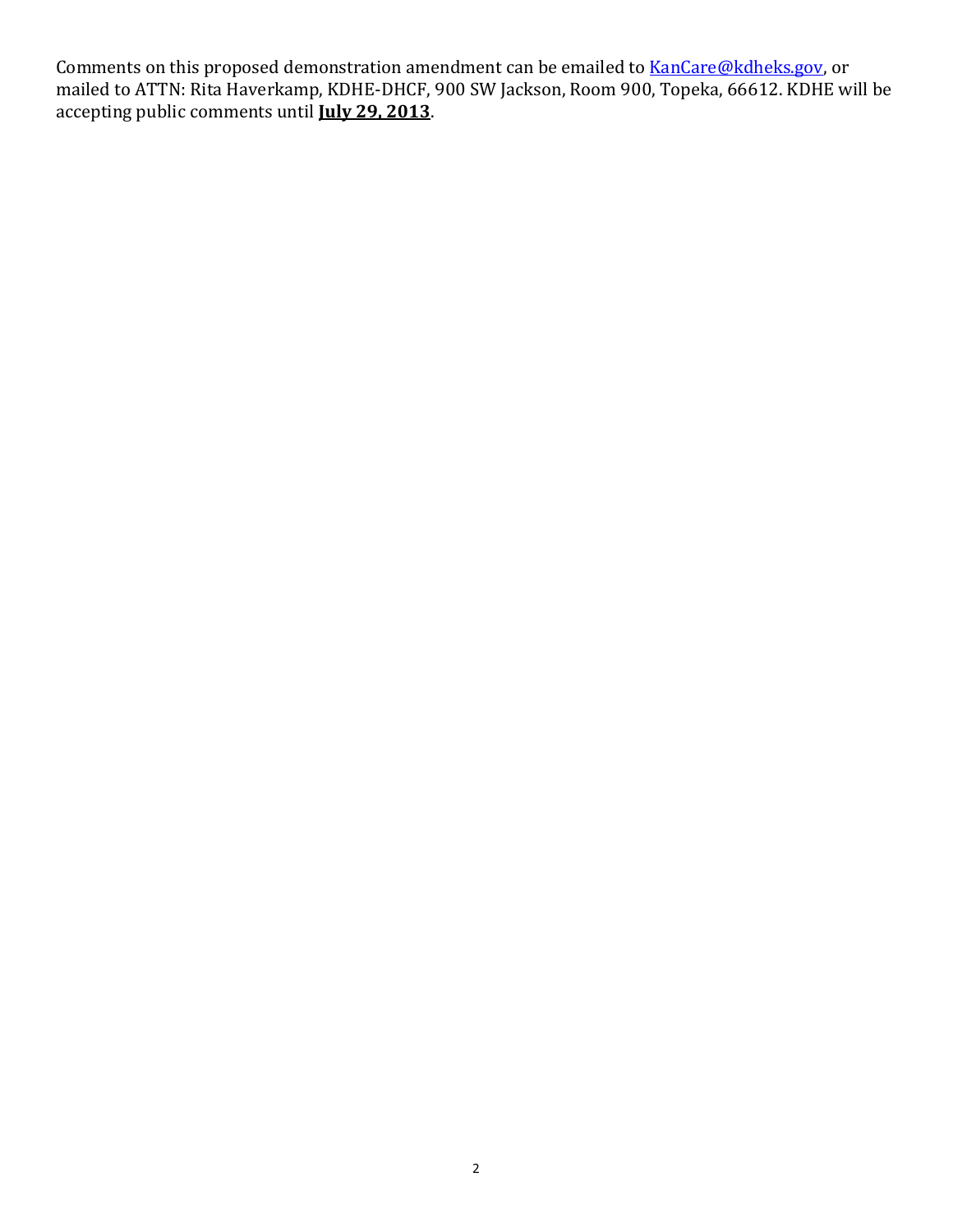Comments on this proposed demonstration amendment can be emailed to [KanCare@kdheks.gov](mailto:KanCare@kdheks.gov), or mailed to ATTN: Rita Haverkamp, KDHE-DHCF, 900 SW Jackson, Room 900, Topeka, 66612. KDHE will be accepting public comments until **July 29, 2013**.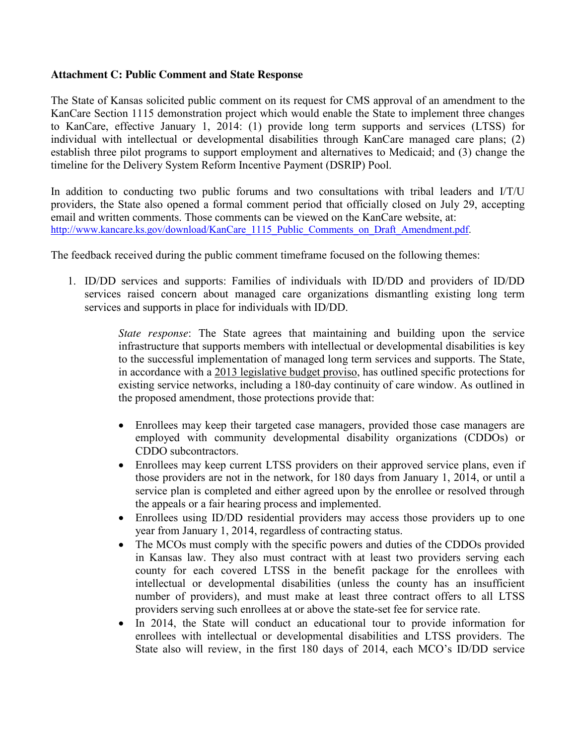**Attachment C: Public Comment and State Response**

The State of Kansas solicited public comment on its request for CMS approval of an amendment to the KanCare Section 1115 demonstration project which would enable the State to implement three changes to KanCare, effective January 1, 2014: (1) provide long term supports and services (LTSS) for individual with intellectual or developmental disabilities through KanCare managed care plans; (2) establish three pilot programs to support employment and alternatives to Medicaid; and (3) change the timeline for the Delivery System Reform Incentive Payment (DSRIP) Pool.

In addition to conducting two public forums and two consultations with tribal leaders and I/T/U providers, the State also opened a formal comment period that officially closed on July 29, accepting email and written comments. Those comments can be viewed on the KanCare website, at: [http://www.kancare.ks.gov/download/KanCare_1115_Public_Comments_on_Draft_Amendment.pdf](http://www.kancare.ks.gov/download/KanCare_1115_Public_Comments_on_Draft_Amendment.pdf).

The feedback received during the public comment timeframe focused on the following themes:

1. ID/DD services and supports: Families of individuals with ID/DD and providers of ID/DD services raised concern about managed care organizations dismantling existing long term services and supports in place for individuals with ID/DD.

   *State response*: The State agrees that maintaining and building upon the service infrastructure that supports members with intellectual or developmental disabilities is key to the successful implementation of managed long term services and supports. The State, in accordance with a 2013 legislative budget proviso, has outlined specific protections for existing service networks, including a 180-day continuity of care window. As outlined in the proposed amendment, those protections provide that:

   - Enrollees may keep their targeted case managers, provided those case managers are employed with community developmental disability organizations (CDDOs) or CDDO subcontractors.
   - Enrollees may keep current LTSS providers on their approved service plans, even if those providers are not in the network, for 180 days from January 1, 2014, or until a service plan is completed and either agreed upon by the enrollee or resolved through the appeals or a fair hearing process and implemented.
   - Enrollees using ID/DD residential providers may access those providers up to one year from January 1, 2014, regardless of contracting status.
   - The MCOs must comply with the specific powers and duties of the CDDOs provided in Kansas law. They also must contract with at least two providers serving each county for each covered LTSS in the benefit package for the enrollees with intellectual or developmental disabilities (unless the county has an insufficient number of providers), and must make at least three contract offers to all LTSS providers serving such enrollees at or above the state-set fee for service rate.
   - In 2014, the State will conduct an educational tour to provide information for enrollees with intellectual or developmental disabilities and LTSS providers. The State also will review, in the first 180 days of 2014, each MCO's ID/DD service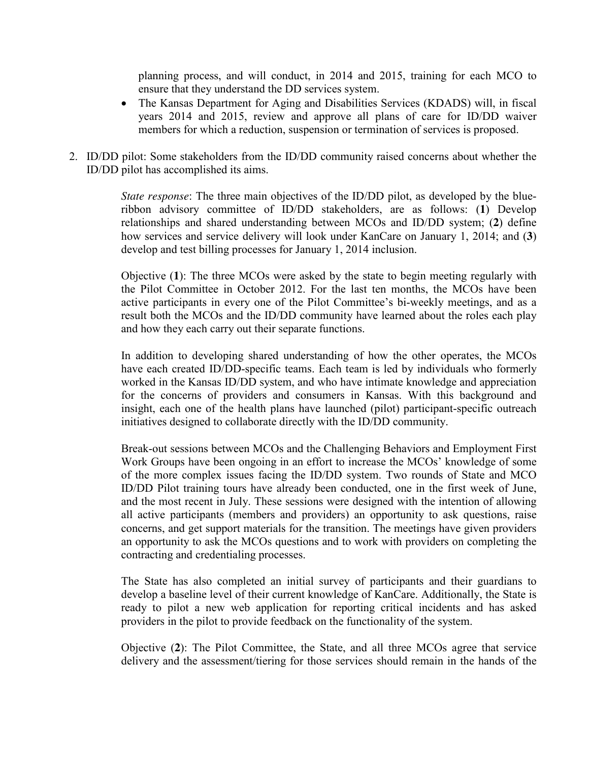planning process, and will conduct, in 2014 and 2015, training for each MCO to ensure that they understand the DD services system.

- The Kansas Department for Aging and Disabilities Services (KDADS) will, in fiscal years 2014 and 2015, review and approve all plans of care for ID/DD waiver members for which a reduction, suspension or termination of services is proposed.

2. ID/DD pilot: Some stakeholders from the ID/DD community raised concerns about whether the ID/DD pilot has accomplished its aims.

   *State response*: The three main objectives of the ID/DD pilot, as developed by the blue-ribbon advisory committee of ID/DD stakeholders, are as follows: (**1**) Develop relationships and shared understanding between MCOs and ID/DD system; (**2**) define how services and service delivery will look under KanCare on January 1, 2014; and (**3**) develop and test billing processes for January 1, 2014 inclusion.

   Objective (**1**): The three MCOs were asked by the state to begin meeting regularly with the Pilot Committee in October 2012. For the last ten months, the MCOs have been active participants in every one of the Pilot Committee's bi-weekly meetings, and as a result both the MCOs and the ID/DD community have learned about the roles each play and how they each carry out their separate functions.

   In addition to developing shared understanding of how the other operates, the MCOs have each created ID/DD-specific teams. Each team is led by individuals who formerly worked in the Kansas ID/DD system, and who have intimate knowledge and appreciation for the concerns of providers and consumers in Kansas. With this background and insight, each one of the health plans have launched (pilot) participant-specific outreach initiatives designed to collaborate directly with the ID/DD community.

   Break-out sessions between MCOs and the Challenging Behaviors and Employment First Work Groups have been ongoing in an effort to increase the MCOs' knowledge of some of the more complex issues facing the ID/DD system. Two rounds of State and MCO ID/DD Pilot training tours have already been conducted, one in the first week of June, and the most recent in July. These sessions were designed with the intention of allowing all active participants (members and providers) an opportunity to ask questions, raise concerns, and get support materials for the transition. The meetings have given providers an opportunity to ask the MCOs questions and to work with providers on completing the contracting and credentialing processes.

   The State has also completed an initial survey of participants and their guardians to develop a baseline level of their current knowledge of KanCare. Additionally, the State is ready to pilot a new web application for reporting critical incidents and has asked providers in the pilot to provide feedback on the functionality of the system.

   Objective (**2**): The Pilot Committee, the State, and all three MCOs agree that service delivery and the assessment/tiering for those services should remain in the hands of the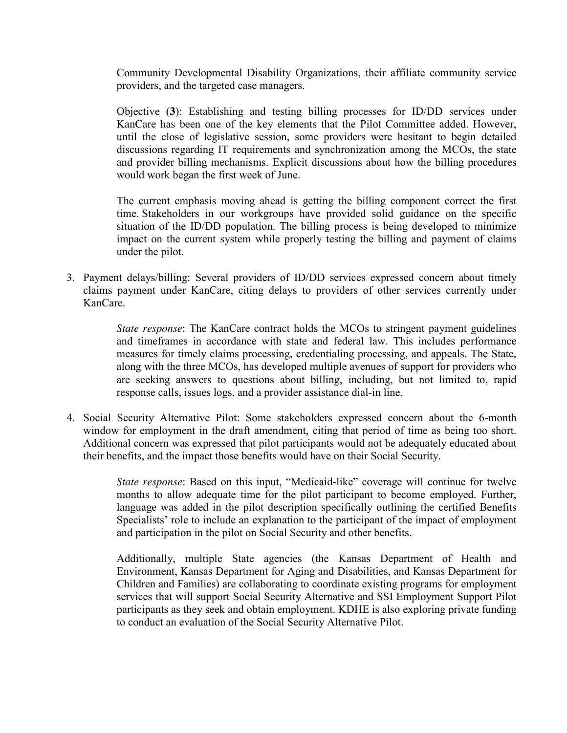Community Developmental Disability Organizations, their affiliate community service providers, and the targeted case managers.

Objective (**3**): Establishing and testing billing processes for ID/DD services under KanCare has been one of the key elements that the Pilot Committee added. However, until the close of legislative session, some providers were hesitant to begin detailed discussions regarding IT requirements and synchronization among the MCOs, the state and provider billing mechanisms. Explicit discussions about how the billing procedures would work began the first week of June.

The current emphasis moving ahead is getting the billing component correct the first time. Stakeholders in our workgroups have provided solid guidance on the specific situation of the ID/DD population. The billing process is being developed to minimize impact on the current system while properly testing the billing and payment of claims under the pilot.

3. Payment delays/billing: Several providers of ID/DD services expressed concern about timely claims payment under KanCare, citing delays to providers of other services currently under KanCare.

   *State response*: The KanCare contract holds the MCOs to stringent payment guidelines and timeframes in accordance with state and federal law. This includes performance measures for timely claims processing, credentialing processing, and appeals. The State, along with the three MCOs, has developed multiple avenues of support for providers who are seeking answers to questions about billing, including, but not limited to, rapid response calls, issues logs, and a provider assistance dial-in line.

4. Social Security Alternative Pilot: Some stakeholders expressed concern about the 6-month window for employment in the draft amendment, citing that period of time as being too short. Additional concern was expressed that pilot participants would not be adequately educated about their benefits, and the impact those benefits would have on their Social Security.

   *State response*: Based on this input, "Medicaid-like" coverage will continue for twelve months to allow adequate time for the pilot participant to become employed. Further, language was added in the pilot description specifically outlining the certified Benefits Specialists' role to include an explanation to the participant of the impact of employment and participation in the pilot on Social Security and other benefits.

   Additionally, multiple State agencies (the Kansas Department of Health and Environment, Kansas Department for Aging and Disabilities, and Kansas Department for Children and Families) are collaborating to coordinate existing programs for employment services that will support Social Security Alternative and SSI Employment Support Pilot participants as they seek and obtain employment. KDHE is also exploring private funding to conduct an evaluation of the Social Security Alternative Pilot.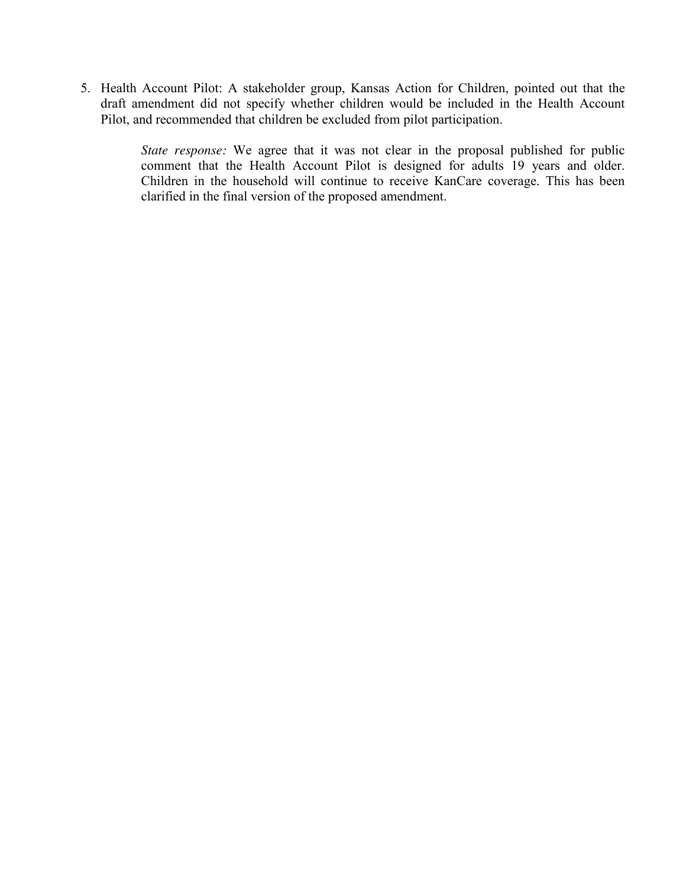5. Health Account Pilot: A stakeholder group, Kansas Action for Children, pointed out that the draft amendment did not specify whether children would be included in the Health Account Pilot, and recommended that children be excluded from pilot participation.

   > *State response:* We agree that it was not clear in the proposal published for public comment that the Health Account Pilot is designed for adults 19 years and older. Children in the household will continue to receive KanCare coverage. This has been clarified in the final version of the proposed amendment.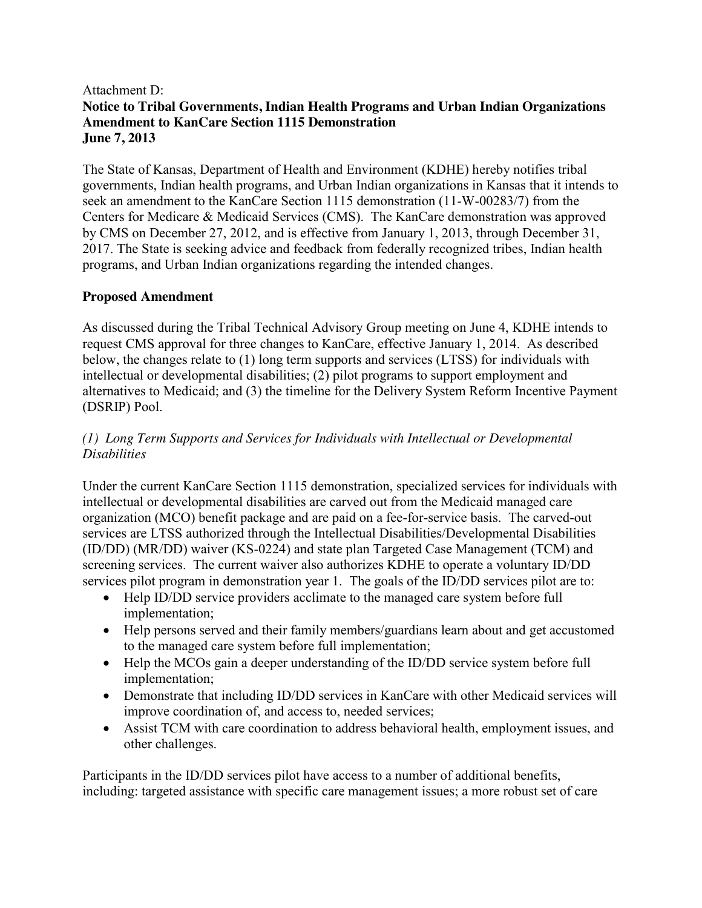Attachment D:

**Notice to Tribal Governments, Indian Health Programs and Urban Indian Organizations Amendment to KanCare Section 1115 Demonstration June 7, 2013**

The State of Kansas, Department of Health and Environment (KDHE) hereby notifies tribal governments, Indian health programs, and Urban Indian organizations in Kansas that it intends to seek an amendment to the KanCare Section 1115 demonstration (11-W-00283/7) from the Centers for Medicare & Medicaid Services (CMS). The KanCare demonstration was approved by CMS on December 27, 2012, and is effective from January 1, 2013, through December 31, 2017. The State is seeking advice and feedback from federally recognized tribes, Indian health programs, and Urban Indian organizations regarding the intended changes.

## Proposed Amendment

As discussed during the Tribal Technical Advisory Group meeting on June 4, KDHE intends to request CMS approval for three changes to KanCare, effective January 1, 2014. As described below, the changes relate to (1) long term supports and services (LTSS) for individuals with intellectual or developmental disabilities; (2) pilot programs to support employment and alternatives to Medicaid; and (3) the timeline for the Delivery System Reform Incentive Payment (DSRIP) Pool.

### *(1) Long Term Supports and Services for Individuals with Intellectual or Developmental Disabilities*

Under the current KanCare Section 1115 demonstration, specialized services for individuals with intellectual or developmental disabilities are carved out from the Medicaid managed care organization (MCO) benefit package and are paid on a fee-for-service basis. The carved-out services are LTSS authorized through the Intellectual Disabilities/Developmental Disabilities (ID/DD) (MR/DD) waiver (KS-0224) and state plan Targeted Case Management (TCM) and screening services. The current waiver also authorizes KDHE to operate a voluntary ID/DD services pilot program in demonstration year 1. The goals of the ID/DD services pilot are to:

- Help ID/DD service providers acclimate to the managed care system before full implementation;
- Help persons served and their family members/guardians learn about and get accustomed to the managed care system before full implementation;
- Help the MCOs gain a deeper understanding of the ID/DD service system before full implementation;
- Demonstrate that including ID/DD services in KanCare with other Medicaid services will improve coordination of, and access to, needed services;
- Assist TCM with care coordination to address behavioral health, employment issues, and other challenges.

Participants in the ID/DD services pilot have access to a number of additional benefits, including: targeted assistance with specific care management issues; a more robust set of care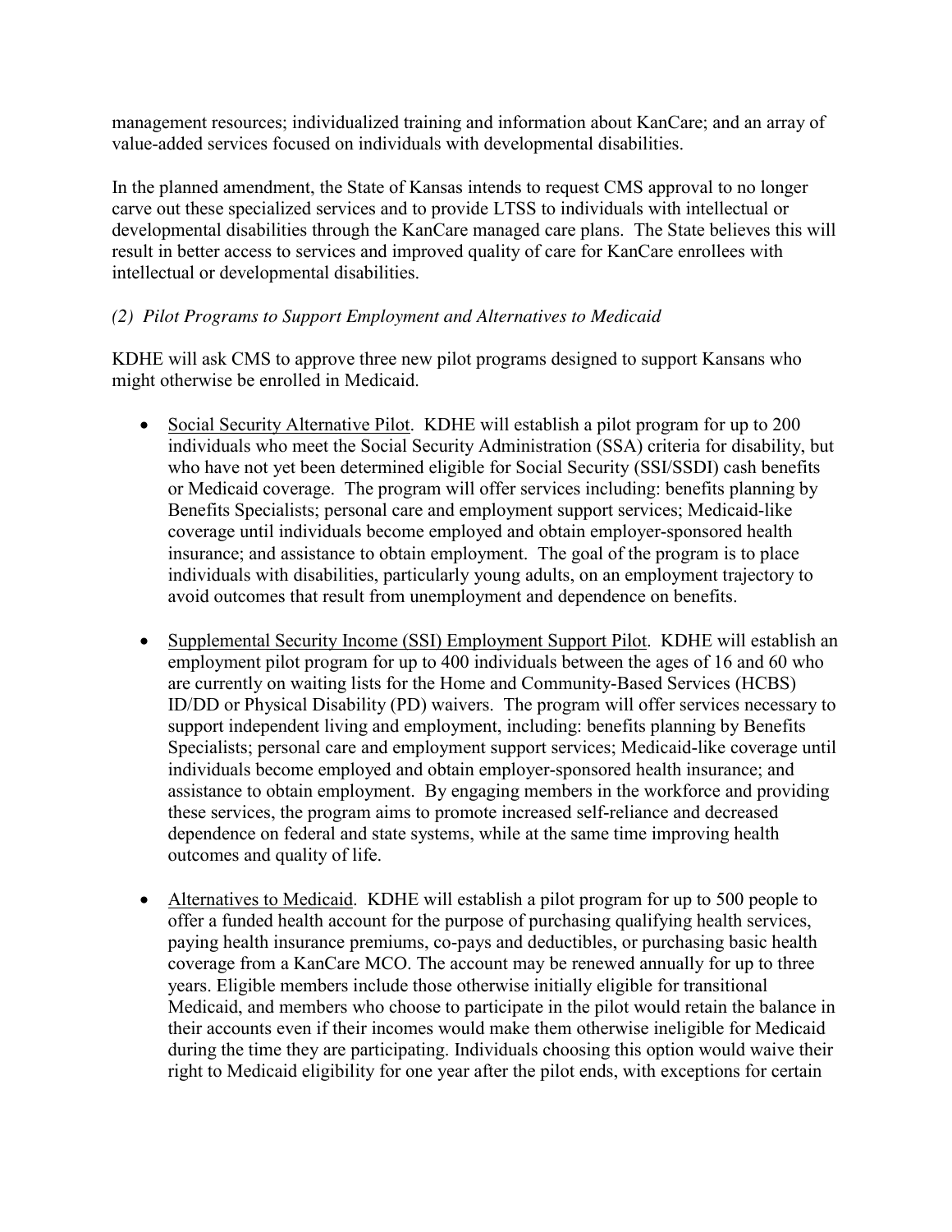management resources; individualized training and information about KanCare; and an array of value-added services focused on individuals with developmental disabilities.

In the planned amendment, the State of Kansas intends to request CMS approval to no longer carve out these specialized services and to provide LTSS to individuals with intellectual or developmental disabilities through the KanCare managed care plans. The State believes this will result in better access to services and improved quality of care for KanCare enrollees with intellectual or developmental disabilities.

*(2) Pilot Programs to Support Employment and Alternatives to Medicaid*

KDHE will ask CMS to approve three new pilot programs designed to support Kansans who might otherwise be enrolled in Medicaid.

- <u>Social Security Alternative Pilot</u>. KDHE will establish a pilot program for up to 200 individuals who meet the Social Security Administration (SSA) criteria for disability, but who have not yet been determined eligible for Social Security (SSI/SSDI) cash benefits or Medicaid coverage. The program will offer services including: benefits planning by Benefits Specialists; personal care and employment support services; Medicaid-like coverage until individuals become employed and obtain employer-sponsored health insurance; and assistance to obtain employment. The goal of the program is to place individuals with disabilities, particularly young adults, on an employment trajectory to avoid outcomes that result from unemployment and dependence on benefits.

- <u>Supplemental Security Income (SSI) Employment Support Pilot</u>. KDHE will establish an employment pilot program for up to 400 individuals between the ages of 16 and 60 who are currently on waiting lists for the Home and Community-Based Services (HCBS) ID/DD or Physical Disability (PD) waivers. The program will offer services necessary to support independent living and employment, including: benefits planning by Benefits Specialists; personal care and employment support services; Medicaid-like coverage until individuals become employed and obtain employer-sponsored health insurance; and assistance to obtain employment. By engaging members in the workforce and providing these services, the program aims to promote increased self-reliance and decreased dependence on federal and state systems, while at the same time improving health outcomes and quality of life.

- <u>Alternatives to Medicaid</u>. KDHE will establish a pilot program for up to 500 people to offer a funded health account for the purpose of purchasing qualifying health services, paying health insurance premiums, co-pays and deductibles, or purchasing basic health coverage from a KanCare MCO. The account may be renewed annually for up to three years. Eligible members include those otherwise initially eligible for transitional Medicaid, and members who choose to participate in the pilot would retain the balance in their accounts even if their incomes would make them otherwise ineligible for Medicaid during the time they are participating. Individuals choosing this option would waive their right to Medicaid eligibility for one year after the pilot ends, with exceptions for certain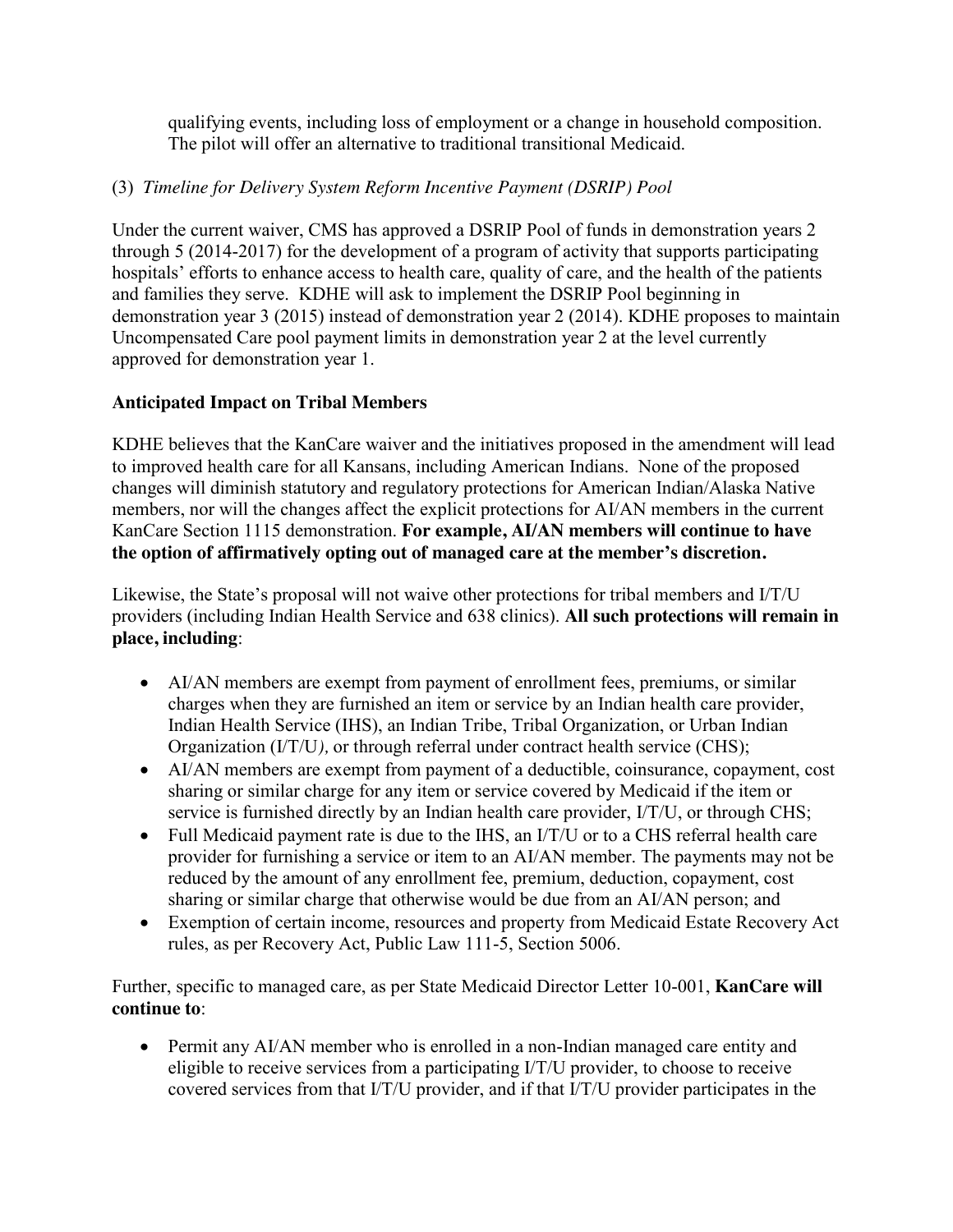qualifying events, including loss of employment or a change in household composition. The pilot will offer an alternative to traditional transitional Medicaid.

(3) *Timeline for Delivery System Reform Incentive Payment (DSRIP) Pool*

Under the current waiver, CMS has approved a DSRIP Pool of funds in demonstration years 2 through 5 (2014-2017) for the development of a program of activity that supports participating hospitals' efforts to enhance access to health care, quality of care, and the health of the patients and families they serve. KDHE will ask to implement the DSRIP Pool beginning in demonstration year 3 (2015) instead of demonstration year 2 (2014). KDHE proposes to maintain Uncompensated Care pool payment limits in demonstration year 2 at the level currently approved for demonstration year 1.

**Anticipated Impact on Tribal Members**

KDHE believes that the KanCare waiver and the initiatives proposed in the amendment will lead to improved health care for all Kansans, including American Indians. None of the proposed changes will diminish statutory and regulatory protections for American Indian/Alaska Native members, nor will the changes affect the explicit protections for AI/AN members in the current KanCare Section 1115 demonstration. **For example, AI/AN members will continue to have the option of affirmatively opting out of managed care at the member's discretion.**

Likewise, the State's proposal will not waive other protections for tribal members and I/T/U providers (including Indian Health Service and 638 clinics). **All such protections will remain in place, including**:

- AI/AN members are exempt from payment of enrollment fees, premiums, or similar charges when they are furnished an item or service by an Indian health care provider, Indian Health Service (IHS), an Indian Tribe, Tribal Organization, or Urban Indian Organization (I/T/U*),* or through referral under contract health service (CHS);
- AI/AN members are exempt from payment of a deductible, coinsurance, copayment, cost sharing or similar charge for any item or service covered by Medicaid if the item or service is furnished directly by an Indian health care provider, I/T/U, or through CHS;
- Full Medicaid payment rate is due to the IHS, an I/T/U or to a CHS referral health care provider for furnishing a service or item to an AI/AN member. The payments may not be reduced by the amount of any enrollment fee, premium, deduction, copayment, cost sharing or similar charge that otherwise would be due from an AI/AN person; and
- Exemption of certain income, resources and property from Medicaid Estate Recovery Act rules, as per Recovery Act, Public Law 111-5, Section 5006.

Further, specific to managed care, as per State Medicaid Director Letter 10-001, **KanCare will continue to**:

- Permit any AI/AN member who is enrolled in a non-Indian managed care entity and eligible to receive services from a participating I/T/U provider, to choose to receive covered services from that I/T/U provider, and if that I/T/U provider participates in the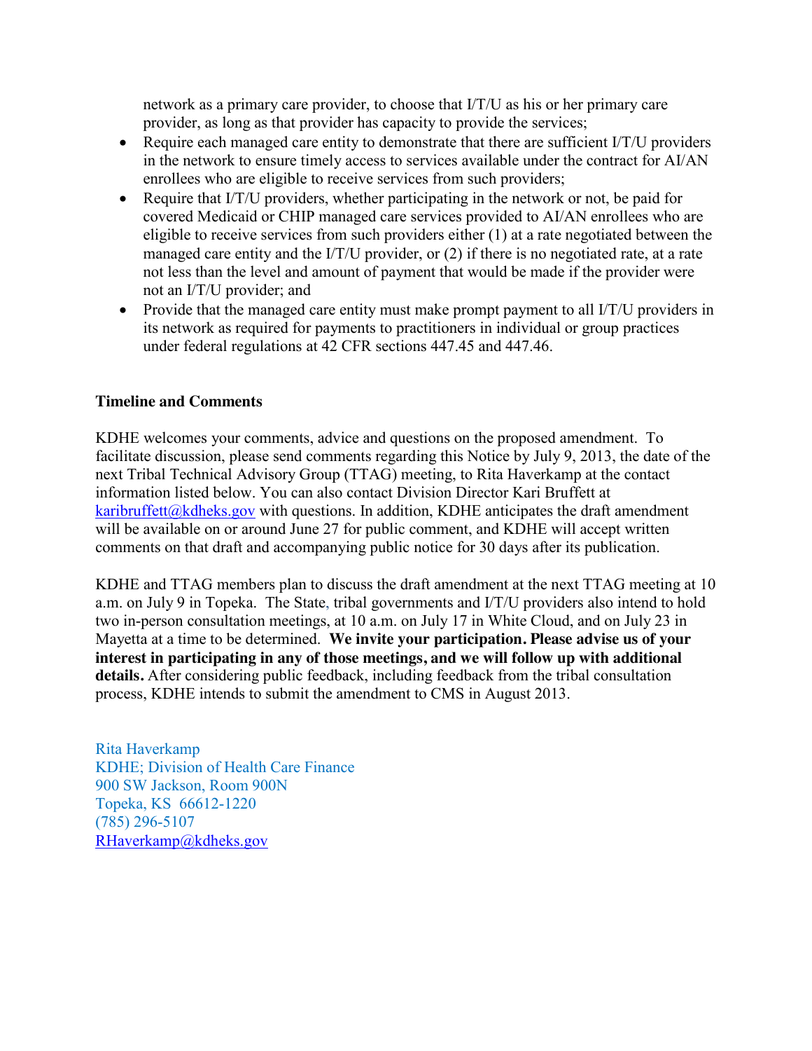network as a primary care provider, to choose that I/T/U as his or her primary care provider, as long as that provider has capacity to provide the services;

- Require each managed care entity to demonstrate that there are sufficient I/T/U providers in the network to ensure timely access to services available under the contract for AI/AN enrollees who are eligible to receive services from such providers;
- Require that I/T/U providers, whether participating in the network or not, be paid for covered Medicaid or CHIP managed care services provided to AI/AN enrollees who are eligible to receive services from such providers either (1) at a rate negotiated between the managed care entity and the I/T/U provider, or (2) if there is no negotiated rate, at a rate not less than the level and amount of payment that would be made if the provider were not an I/T/U provider; and
- Provide that the managed care entity must make prompt payment to all I/T/U providers in its network as required for payments to practitioners in individual or group practices under federal regulations at 42 CFR sections 447.45 and 447.46.

**Timeline and Comments**

KDHE welcomes your comments, advice and questions on the proposed amendment. To facilitate discussion, please send comments regarding this Notice by July 9, 2013, the date of the next Tribal Technical Advisory Group (TTAG) meeting, to Rita Haverkamp at the contact information listed below. You can also contact Division Director Kari Bruffett at karibruffett@kdheks.gov with questions. In addition, KDHE anticipates the draft amendment will be available on or around June 27 for public comment, and KDHE will accept written comments on that draft and accompanying public notice for 30 days after its publication.

KDHE and TTAG members plan to discuss the draft amendment at the next TTAG meeting at 10 a.m. on July 9 in Topeka. The State, tribal governments and I/T/U providers also intend to hold two in-person consultation meetings, at 10 a.m. on July 17 in White Cloud, and on July 23 in Mayetta at a time to be determined. **We invite your participation. Please advise us of your interest in participating in any of those meetings, and we will follow up with additional details.** After considering public feedback, including feedback from the tribal consultation process, KDHE intends to submit the amendment to CMS in August 2013.

Rita Haverkamp
KDHE; Division of Health Care Finance
900 SW Jackson, Room 900N
Topeka, KS 66612-1220
(785) 296-5107
RHaverkamp@kdheks.gov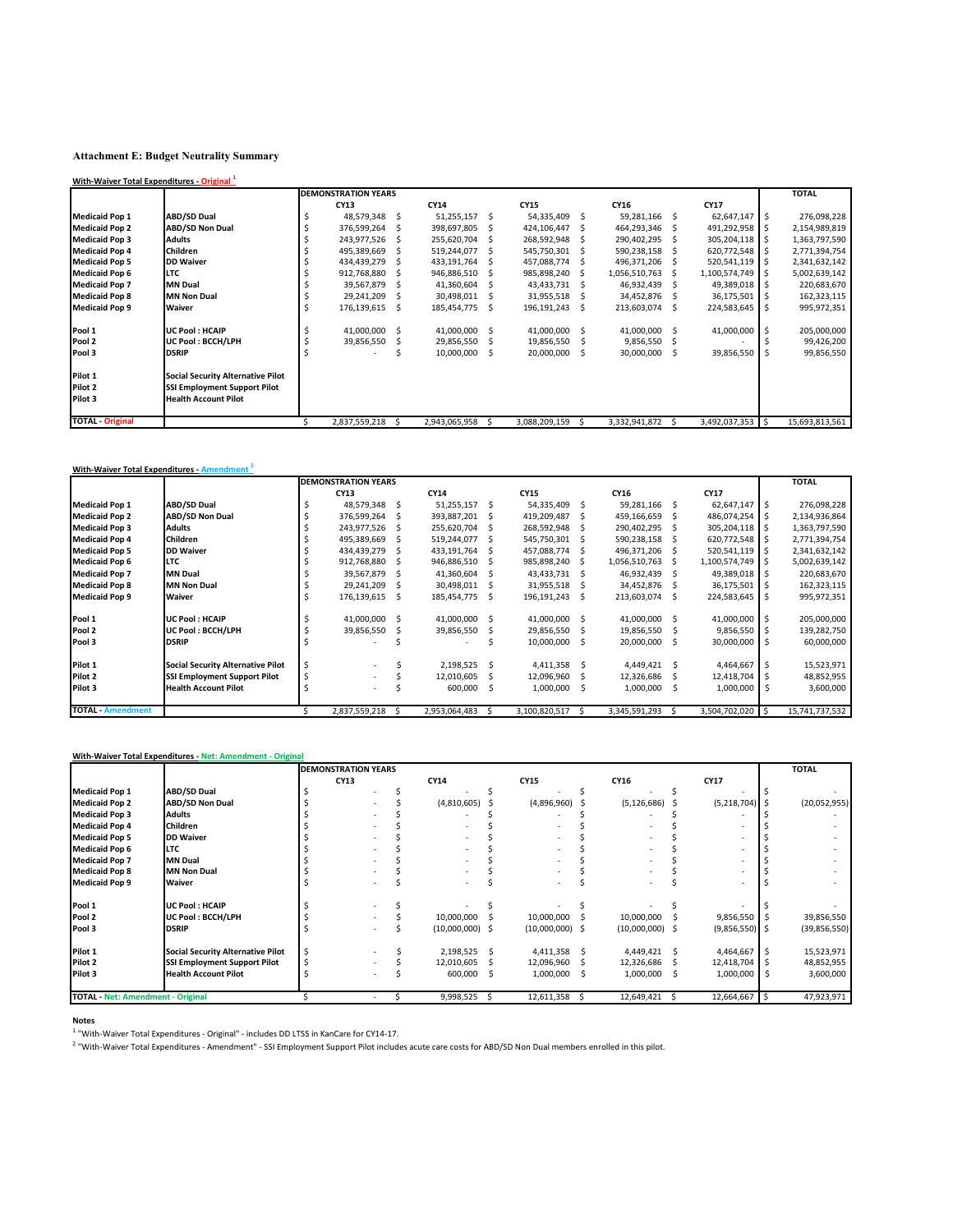### Attachment E: Budget Neutrality Summary

**With-Waiver Total Expenditures - Original** [1]

| | | DEMONSTRATION YEARS | | | | | TOTAL |
|---|---|---|---|---|---|---|---|
| | | CY13 | CY14 | CY15 | CY16 | CY17 | |
| Medicaid Pop 1 | ABD/SD Dual | $ 48,579,348 | $ 51,255,157 | $ 54,335,409 | $ 59,281,166 | $ 62,647,147 | $ 276,098,228 |
| Medicaid Pop 2 | ABD/SD Non Dual | $ 376,599,264 | $ 398,697,805 | $ 424,106,447 | $ 464,293,346 | $ 491,292,958 | $ 2,154,989,819 |
| Medicaid Pop 3 | Adults | $ 243,977,526 | $ 255,620,704 | $ 268,592,948 | $ 290,402,295 | $ 305,204,118 | $ 1,363,797,590 |
| Medicaid Pop 4 | Children | $ 495,389,669 | $ 519,244,077 | $ 545,750,301 | $ 590,238,158 | $ 620,772,548 | $ 2,771,394,754 |
| Medicaid Pop 5 | DD Waiver | $ 434,439,279 | $ 433,191,764 | $ 457,088,774 | $ 496,371,206 | $ 520,541,119 | $ 2,341,632,142 |
| Medicaid Pop 6 | LTC | $ 912,768,880 | $ 946,886,510 | $ 985,898,240 | $ 1,056,510,763 | $ 1,100,574,749 | $ 5,002,639,142 |
| Medicaid Pop 7 | MN Dual | $ 39,567,879 | $ 41,360,604 | $ 43,433,731 | $ 46,932,439 | $ 49,389,018 | $ 220,683,670 |
| Medicaid Pop 8 | MN Non Dual | $ 29,241,209 | $ 30,498,011 | $ 31,955,518 | $ 34,452,876 | $ 36,175,501 | $ 162,323,115 |
| Medicaid Pop 9 | Waiver | $ 176,139,615 | $ 185,454,775 | $ 196,191,243 | $ 213,603,074 | $ 224,583,645 | $ 995,972,351 |
| Pool 1 | UC Pool : HCAIP | $ 41,000,000 | $ 41,000,000 | $ 41,000,000 | $ 41,000,000 | $ 41,000,000 | $ 205,000,000 |
| Pool 2 | UC Pool : BCCH/LPH | $ 39,856,550 | $ 29,856,550 | $ 19,856,550 | $ 9,856,550 | $ - | $ 99,426,200 |
| Pool 3 | DSRIP | $ - | $ 10,000,000 | $ 20,000,000 | $ 30,000,000 | $ 39,856,550 | $ 99,856,550 |
| Pilot 1 | Social Security Alternative Pilot | | | | | | |
| Pilot 2 | SSI Employment Support Pilot | | | | | | |
| Pilot 3 | Health Account Pilot | | | | | | |
| TOTAL - Original | | $ 2,837,559,218 | $ 2,943,065,958 | $ 3,088,209,159 | $ 3,332,941,872 | $ 3,492,037,353 | $ 15,693,813,561 |

**With-Waiver Total Expenditures - Amendment** [2]

| | | DEMONSTRATION YEARS | | | | | TOTAL |
|---|---|---|---|---|---|---|---|
| | | CY13 | CY14 | CY15 | CY16 | CY17 | |
| Medicaid Pop 1 | ABD/SD Dual | $ 48,579,348 | $ 51,255,157 | $ 54,335,409 | $ 59,281,166 | $ 62,647,147 | $ 276,098,228 |
| Medicaid Pop 2 | ABD/SD Non Dual | $ 376,599,264 | $ 393,887,201 | $ 419,209,487 | $ 459,166,659 | $ 486,074,254 | $ 2,134,936,864 |
| Medicaid Pop 3 | Adults | $ 243,977,526 | $ 255,620,704 | $ 268,592,948 | $ 290,402,295 | $ 305,204,118 | $ 1,363,797,590 |
| Medicaid Pop 4 | Children | $ 495,389,669 | $ 519,244,077 | $ 545,750,301 | $ 590,238,158 | $ 620,772,548 | $ 2,771,394,754 |
| Medicaid Pop 5 | DD Waiver | $ 434,439,279 | $ 433,191,764 | $ 457,088,774 | $ 496,371,206 | $ 520,541,119 | $ 2,341,632,142 |
| Medicaid Pop 6 | LTC | $ 912,768,880 | $ 946,886,510 | $ 985,898,240 | $ 1,056,510,763 | $ 1,100,574,749 | $ 5,002,639,142 |
| Medicaid Pop 7 | MN Dual | $ 39,567,879 | $ 41,360,604 | $ 43,433,731 | $ 46,932,439 | $ 49,389,018 | $ 220,683,670 |
| Medicaid Pop 8 | MN Non Dual | $ 29,241,209 | $ 30,498,011 | $ 31,955,518 | $ 34,452,876 | $ 36,175,501 | $ 162,323,115 |
| Medicaid Pop 9 | Waiver | $ 176,139,615 | $ 185,454,775 | $ 196,191,243 | $ 213,603,074 | $ 224,583,645 | $ 995,972,351 |
| Pool 1 | UC Pool : HCAIP | $ 41,000,000 | $ 41,000,000 | $ 41,000,000 | $ 41,000,000 | $ 41,000,000 | $ 205,000,000 |
| Pool 2 | UC Pool : BCCH/LPH | $ 39,856,550 | $ 39,856,550 | $ 29,856,550 | $ 19,856,550 | $ 9,856,550 | $ 139,282,750 |
| Pool 3 | DSRIP | $ - | $ - | $ 10,000,000 | $ 20,000,000 | $ 30,000,000 | $ 60,000,000 |
| Pilot 1 | Social Security Alternative Pilot | $ - | $ 2,198,525 | $ 4,411,358 | $ 4,449,421 | $ 4,464,667 | $ 15,523,971 |
| Pilot 2 | SSI Employment Support Pilot | $ - | $ 12,010,605 | $ 12,096,960 | $ 12,326,686 | $ 12,418,704 | $ 48,852,955 |
| Pilot 3 | Health Account Pilot | $ - | $ 600,000 | $ 1,000,000 | $ 1,000,000 | $ 1,000,000 | $ 3,600,000 |
| TOTAL - Amendment | | $ 2,837,559,218 | $ 2,953,064,483 | $ 3,100,820,517 | $ 3,345,591,293 | $ 3,504,702,020 | $ 15,741,737,532 |

**With-Waiver Total Expenditures - Net: Amendment - Original**

| | | DEMONSTRATION YEARS | | | | | TOTAL |
|---|---|---|---|---|---|---|---|
| | | CY13 | CY14 | CY15 | CY16 | CY17 | |
| Medicaid Pop 1 | ABD/SD Dual | $ - | $ - | $ - | $ - | $ - | $ - |
| Medicaid Pop 2 | ABD/SD Non Dual | $ - | $ (4,810,605) | $ (4,896,960) | $ (5,126,686) | $ (5,218,704) | $ (20,052,955) |
| Medicaid Pop 3 | Adults | $ - | $ - | $ - | $ - | $ - | $ - |
| Medicaid Pop 4 | Children | $ - | $ - | $ - | $ - | $ - | $ - |
| Medicaid Pop 5 | DD Waiver | $ - | $ - | $ - | $ - | $ - | $ - |
| Medicaid Pop 6 | LTC | $ - | $ - | $ - | $ - | $ - | $ - |
| Medicaid Pop 7 | MN Dual | $ - | $ - | $ - | $ - | $ - | $ - |
| Medicaid Pop 8 | MN Non Dual | $ - | $ - | $ - | $ - | $ - | $ - |
| Medicaid Pop 9 | Waiver | $ - | $ - | $ - | $ - | $ - | $ - |
| Pool 1 | UC Pool : HCAIP | $ - | $ - | $ - | $ - | $ - | $ - |
| Pool 2 | UC Pool : BCCH/LPH | $ - | $ 10,000,000 | $ 10,000,000 | $ 10,000,000 | $ 9,856,550 | $ 39,856,550 |
| Pool 3 | DSRIP | $ - | $ (10,000,000) | $ (10,000,000) | $ (10,000,000) | $ (9,856,550) | $ (39,856,550) |
| Pilot 1 | Social Security Alternative Pilot | $ - | $ 2,198,525 | $ 4,411,358 | $ 4,449,421 | $ 4,464,667 | $ 15,523,971 |
| Pilot 2 | SSI Employment Support Pilot | $ - | $ 12,010,605 | $ 12,096,960 | $ 12,326,686 | $ 12,418,704 | $ 48,852,955 |
| Pilot 3 | Health Account Pilot | $ - | $ 600,000 | $ 1,000,000 | $ 1,000,000 | $ 1,000,000 | $ 3,600,000 |
| TOTAL - Net: Amendment - Original | | $ - | $ 9,998,525 | $ 12,611,358 | $ 12,649,421 | $ 12,664,667 | $ 47,923,971 |

**Notes**

[1] "With-Waiver Total Expenditures - Original" - includes DD LTSS in KanCare for CY14-17.

[2] "With-Waiver Total Expenditures - Amendment" - SSI Employment Support Pilot includes acute care costs for ABD/SD Non Dual members enrolled in this pilot.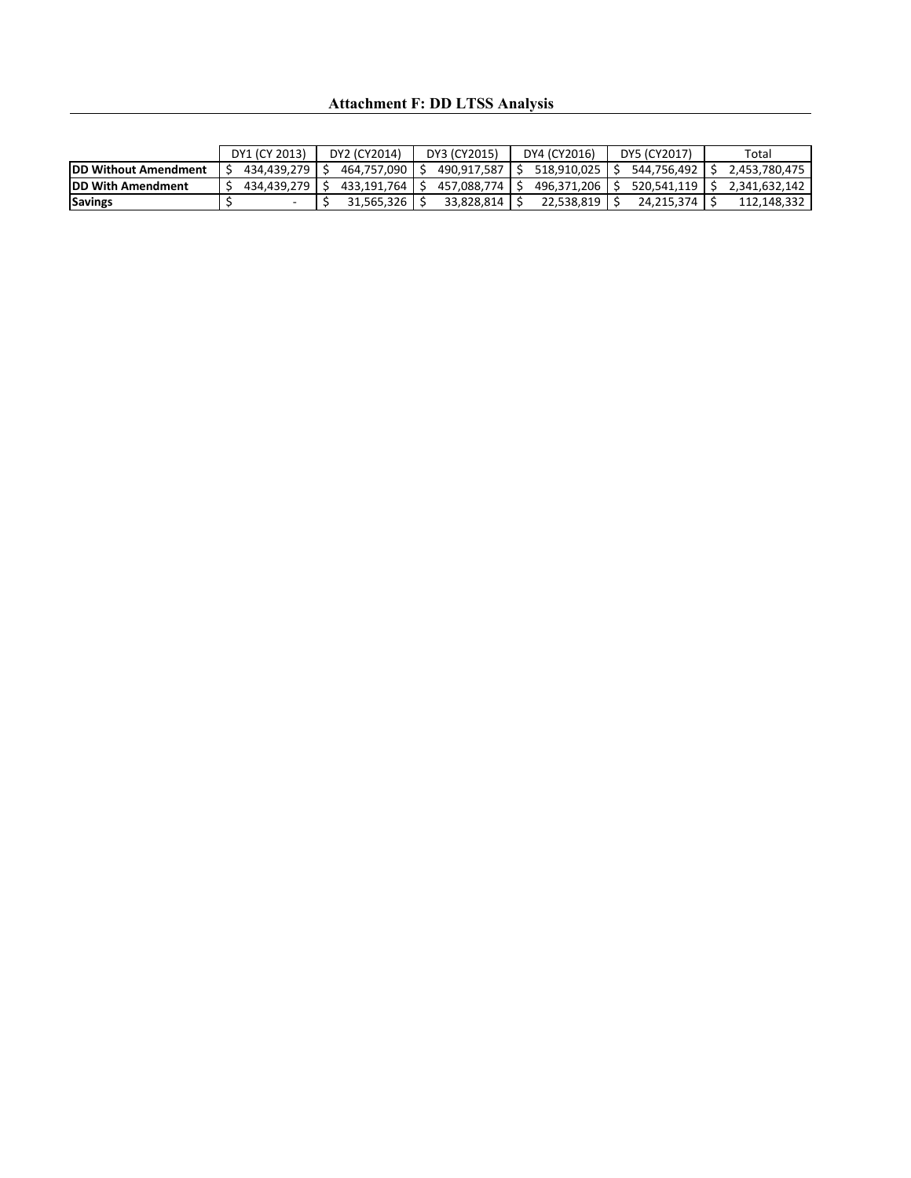# Attachment F: DD LTSS Analysis

| | DY1 (CY 2013) | DY2 (CY2014) | DY3 (CY2015) | DY4 (CY2016) | DY5 (CY2017) | Total |
|---|---|---|---|---|---|---|
| **DD Without Amendment** | $ 434,439,279 | $ 464,757,090 | $ 490,917,587 | $ 518,910,025 | $ 544,756,492 | $ 2,453,780,475 |
| **DD With Amendment** | $ 434,439,279 | $ 433,191,764 | $ 457,088,774 | $ 496,371,206 | $ 520,541,119 | $ 2,341,632,142 |
| **Savings** | $ - | $ 31,565,326 | $ 33,828,814 | $ 22,538,819 | $ 24,215,374 | $ 112,148,332 |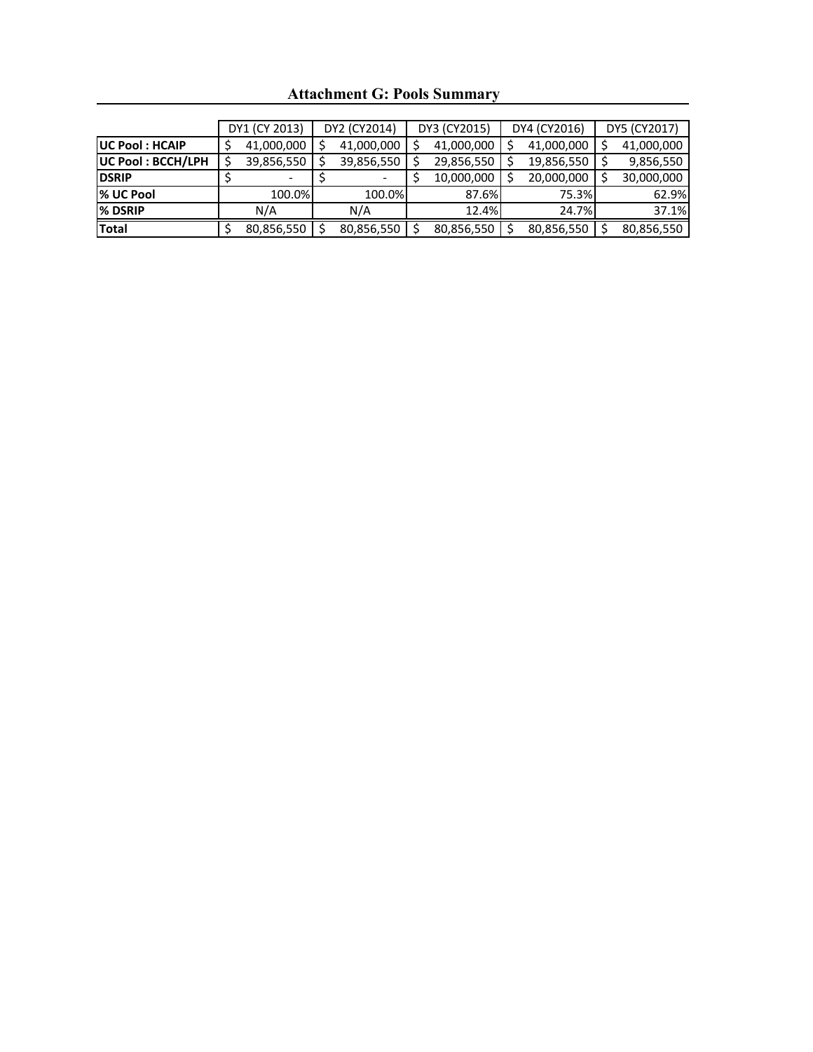# Attachment G: Pools Summary

| | DY1 (CY 2013) | DY2 (CY2014) | DY3 (CY2015) | DY4 (CY2016) | DY5 (CY2017) |
|---|---|---|---|---|---|
| **UC Pool : HCAIP** | $ 41,000,000 | $ 41,000,000 | $ 41,000,000 | $ 41,000,000 | $ 41,000,000 |
| **UC Pool : BCCH/LPH** | $ 39,856,550 | $ 39,856,550 | $ 29,856,550 | $ 19,856,550 | $ 9,856,550 |
| **DSRIP** | $ - | $ - | $ 10,000,000 | $ 20,000,000 | $ 30,000,000 |
| **% UC Pool** | 100.0% | 100.0% | 87.6% | 75.3% | 62.9% |
| **% DSRIP** | N/A | N/A | 12.4% | 24.7% | 37.1% |
| **Total** | $ 80,856,550 | $ 80,856,550 | $ 80,856,550 | $ 80,856,550 | $ 80,856,550 |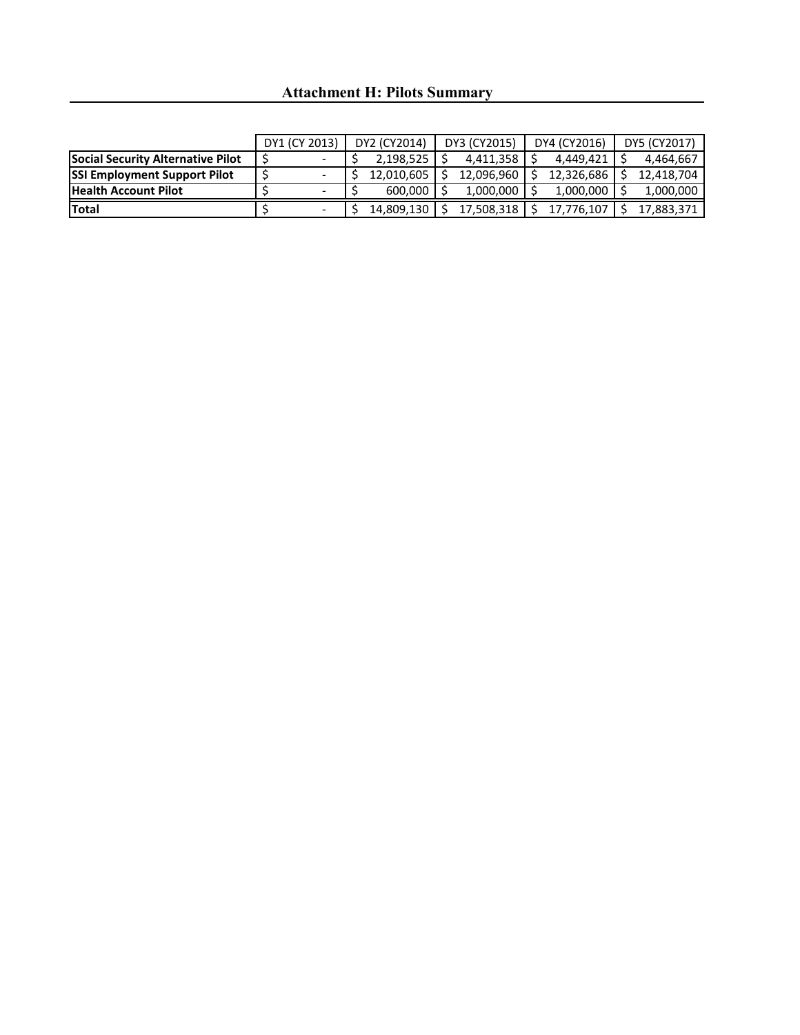## Attachment H: Pilots Summary

| | DY1 (CY 2013) | DY2 (CY2014) | DY3 (CY2015) | DY4 (CY2016) | DY5 (CY2017) |
|---|---|---|---|---|---|
| **Social Security Alternative Pilot** | $ - | $ 2,198,525 | $ 4,411,358 | $ 4,449,421 | $ 4,464,667 |
| **SSI Employment Support Pilot** | $ - | $ 12,010,605 | $ 12,096,960 | $ 12,326,686 | $ 12,418,704 |
| **Health Account Pilot** | $ - | $ 600,000 | $ 1,000,000 | $ 1,000,000 | $ 1,000,000 |
| **Total** | $ - | $ 14,809,130 | $ 17,508,318 | $ 17,776,107 | $ 17,883,371 |